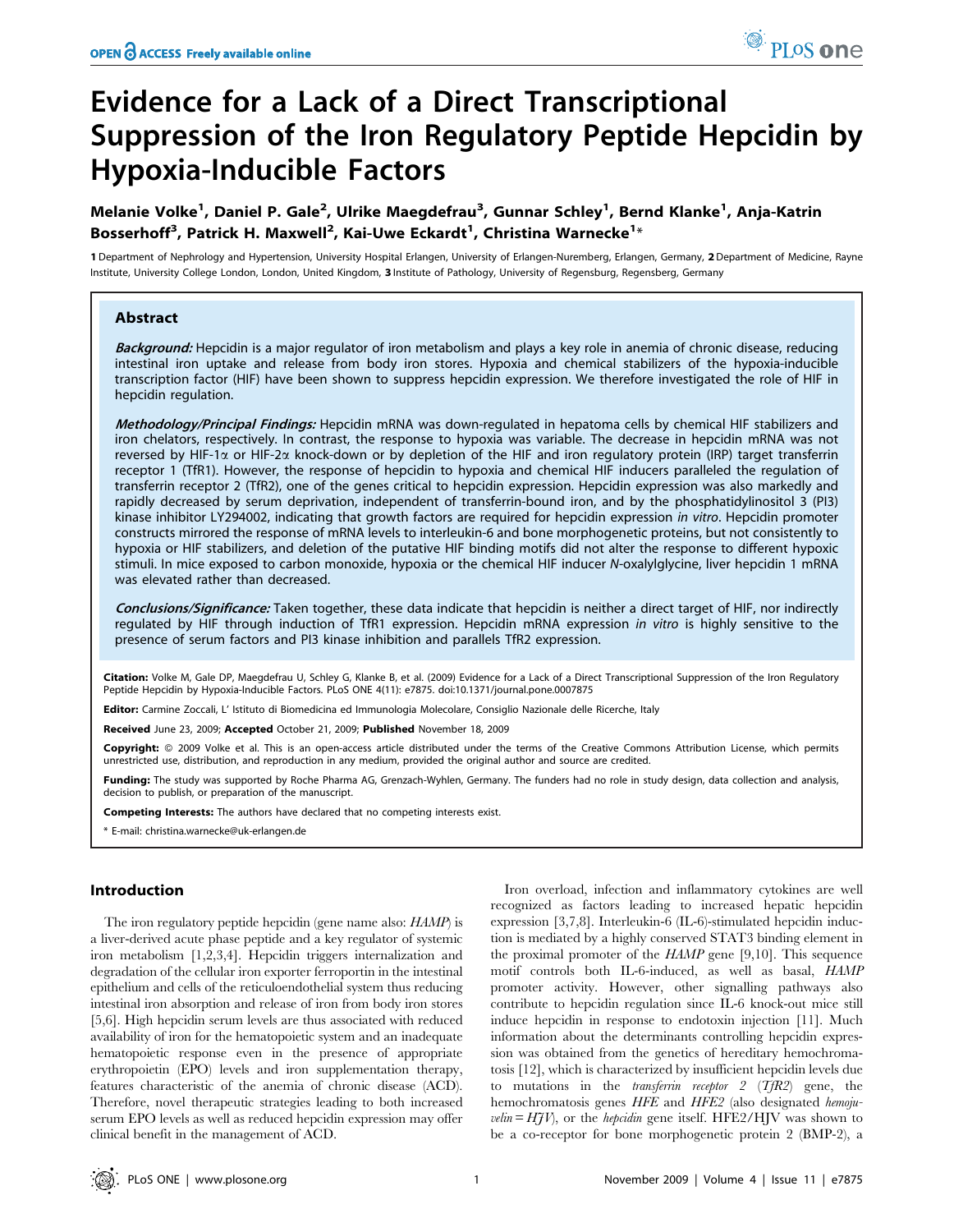# Evidence for a Lack of a Direct Transcriptional Suppression of the Iron Regulatory Peptide Hepcidin by Hypoxia-Inducible Factors

**Melanie Volke[1], Daniel P. Gale[2], Ulrike Maegdefrau[3], Gunnar Schley[1], Bernd Klanke[1], Anja-Katrin Bosserhoff[3], Patrick H. Maxwell[2], Kai-Uwe Eckardt[1], Christina Warnecke[1]***

**1** Department of Nephrology and Hypertension, University Hospital Erlangen, University of Erlangen-Nuremberg, Erlangen, Germany, **2** Department of Medicine, Rayne Institute, University College London, London, United Kingdom, **3** Institute of Pathology, University of Regensburg, Regensburg, Germany

## Abstract

***Background:*** Hepcidin is a major regulator of iron metabolism and plays a key role in anemia of chronic disease, reducing intestinal iron uptake and release from body iron stores. Hypoxia and chemical stabilizers of the hypoxia-inducible transcription factor (HIF) have been shown to suppress hepcidin expression. We therefore investigated the role of HIF in hepcidin regulation.

***Methodology/Principal Findings:*** Hepcidin mRNA was down-regulated in hepatoma cells by chemical HIF stabilizers and iron chelators, respectively. In contrast, the response to hypoxia was variable. The decrease in hepcidin mRNA was not reversed by HIF-1α or HIF-2α knock-down or by depletion of the HIF and iron regulatory protein (IRP) target transferrin receptor 1 (TfR1). However, the response of hepcidin to hypoxia and chemical HIF inducers paralleled the regulation of transferrin receptor 2 (TfR2), one of the genes critical to hepcidin expression. Hepcidin expression was also markedly and rapidly decreased by serum deprivation, independent of transferrin-bound iron, and by the phosphatidylinositol 3 (PI3) kinase inhibitor LY294002, indicating that growth factors are required for hepcidin expression *in vitro*. Hepcidin promoter constructs mirrored the response of mRNA levels to interleukin-6 and bone morphogenetic proteins, but not consistently to hypoxia or HIF stabilizers, and deletion of the putative HIF binding motifs did not alter the response to different hypoxic stimuli. In mice exposed to carbon monoxide, hypoxia or the chemical HIF inducer *N*-oxalylglycine, liver hepcidin 1 mRNA was elevated rather than decreased.

***Conclusions/Significance:*** Taken together, these data indicate that hepcidin is neither a direct target of HIF, nor indirectly regulated by HIF through induction of TfR1 expression. Hepcidin mRNA expression *in vitro* is highly sensitive to the presence of serum factors and PI3 kinase inhibition and parallels TfR2 expression.

**Citation:** Volke M, Gale DP, Maegdefrau U, Schley G, Klanke B, et al. (2009) Evidence for a Lack of a Direct Transcriptional Suppression of the Iron Regulatory Peptide Hepcidin by Hypoxia-Inducible Factors. PLoS ONE 4(11): e7875. doi:10.1371/journal.pone.0007875

**Editor:** Carmine Zoccali, L' Istituto di Biomedicina ed Immunologia Molecolare, Consiglio Nazionale delle Ricerche, Italy

**Received** June 23, 2009; **Accepted** October 21, 2009; **Published** November 18, 2009

**Copyright:** © 2009 Volke et al. This is an open-access article distributed under the terms of the Creative Commons Attribution License, which permits unrestricted use, distribution, and reproduction in any medium, provided the original author and source are credited.

**Funding:** The study was supported by Roche Pharma AG, Grenzach-Wyhlen, Germany. The funders had no role in study design, data collection and analysis, decision to publish, or preparation of the manuscript.

**Competing Interests:** The authors have declared that no competing interests exist.

\* E-mail: christina.warnecke@uk-erlangen.de

## Introduction

The iron regulatory peptide hepcidin (gene name also: *HAMP*) is a liver-derived acute phase peptide and a key regulator of systemic iron metabolism [1,2,3,4]. Hepcidin triggers internalization and degradation of the cellular iron exporter ferroportin in the intestinal epithelium and cells of the reticuloendothelial system thus reducing intestinal iron absorption and release of iron from body iron stores [5,6]. High hepcidin serum levels are thus associated with reduced availability of iron for the hematopoietic system and an inadequate hematopoietic response even in the presence of appropriate erythropoietin (EPO) levels and iron supplementation therapy, features characteristic of the anemia of chronic disease (ACD). Therefore, novel therapeutic strategies leading to both increased serum EPO levels as well as reduced hepcidin expression may offer clinical benefit in the management of ACD.

Iron overload, infection and inflammatory cytokines are well recognized as factors leading to increased hepatic hepcidin expression [3,7,8]. Interleukin-6 (IL-6)-stimulated hepcidin induction is mediated by a highly conserved STAT3 binding element in the proximal promoter of the *HAMP* gene [9,10]. This sequence motif controls both IL-6-induced, as well as basal, *HAMP* promoter activity. However, other signalling pathways also contribute to hepcidin regulation since IL-6 knock-out mice still induce hepcidin in response to endotoxin injection [11]. Much information about the determinants controlling hepcidin expression was obtained from the genetics of hereditary hemochromatosis [12], which is characterized by insufficient hepcidin levels due to mutations in the *transferrin receptor 2* (*TfR2*) gene, the hemochromatosis genes *HFE* and *HFE2* (also designated *hemojuvelin = HJV*), or the *hepcidin* gene itself. HFE2/HJV was shown to be a co-receptor for bone morphogenetic protein 2 (BMP-2), a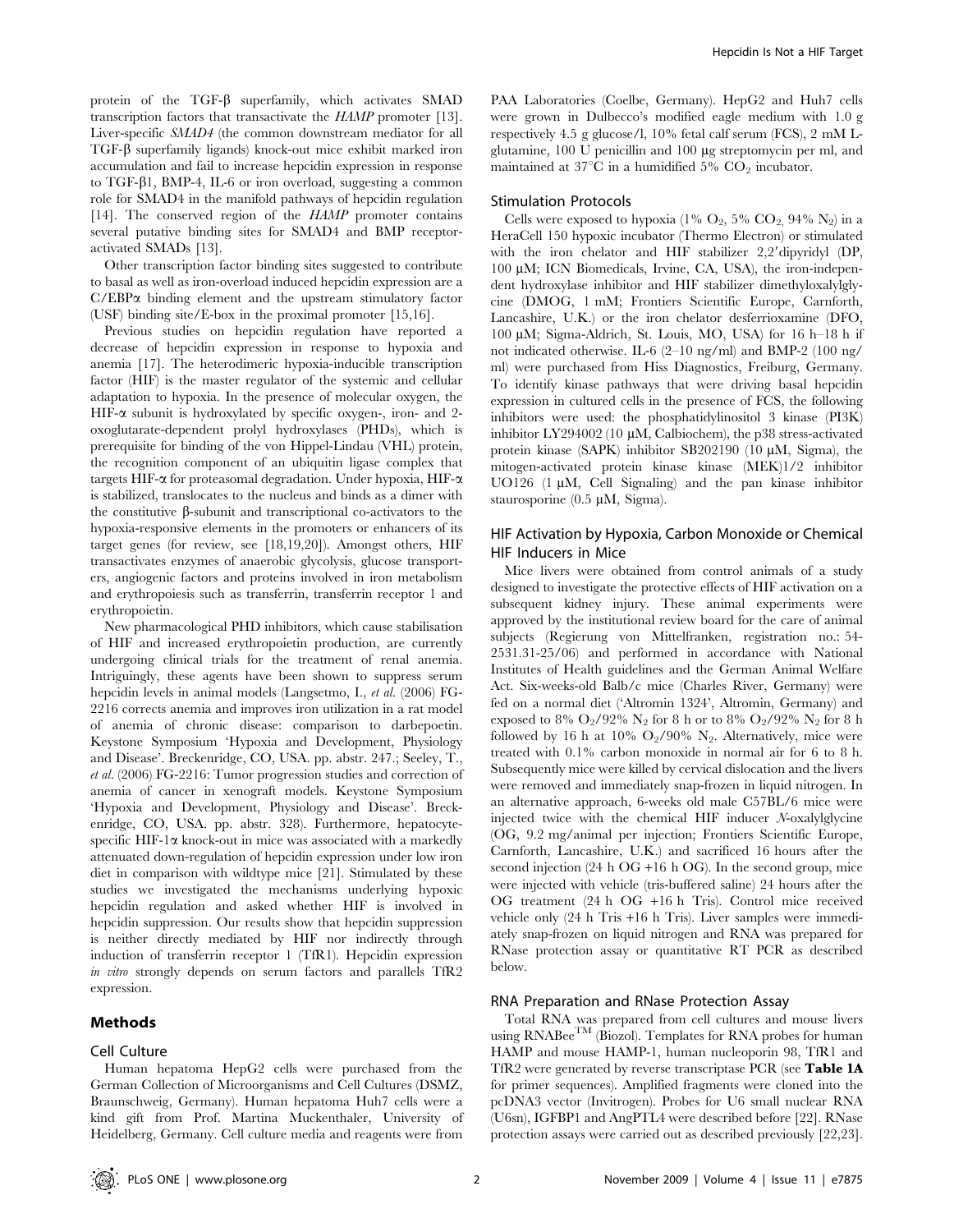protein of the TGF-β superfamily, which activates SMAD transcription factors that transactivate the *HAMP* promoter [13]. Liver-specific *SMAD4* (the common downstream mediator for all TGF-β superfamily ligands) knock-out mice exhibit marked iron accumulation and fail to increase hepcidin expression in response to TGF-β1, BMP-4, IL-6 or iron overload, suggesting a common role for SMAD4 in the manifold pathways of hepcidin regulation [14]. The conserved region of the *HAMP* promoter contains several putative binding sites for SMAD4 and BMP receptor-activated SMADs [13].

Other transcription factor binding sites suggested to contribute to basal as well as iron-overload induced hepcidin expression are a C/EBPα binding element and the upstream stimulatory factor (USF) binding site/E-box in the proximal promoter [15,16].

Previous studies on hepcidin regulation have reported a decrease of hepcidin expression in response to hypoxia and anemia [17]. The heterodimeric hypoxia-inducible transcription factor (HIF) is the master regulator of the systemic and cellular adaptation to hypoxia. In the presence of molecular oxygen, the HIF-α subunit is hydroxylated by specific oxygen-, iron- and 2-oxoglutarate-dependent prolyl hydroxylases (PHDs), which is prerequisite for binding of the von Hippel-Lindau (VHL) protein, the recognition component of an ubiquitin ligase complex that targets HIF-α for proteasomal degradation. Under hypoxia, HIF-α is stabilized, translocates to the nucleus and binds as a dimer with the constitutive β-subunit and transcriptional co-activators to the hypoxia-responsive elements in the promoters or enhancers of its target genes (for review, see [18,19,20]). Amongst others, HIF transactivates enzymes of anaerobic glycolysis, glucose transporters, angiogenic factors and proteins involved in iron metabolism and erythropoiesis such as transferrin, transferrin receptor 1 and erythropoietin.

New pharmacological PHD inhibitors, which cause stabilisation of HIF and increased erythropoietin production, are currently undergoing clinical trials for the treatment of renal anemia. Intriguingly, these agents have been shown to suppress serum hepcidin levels in animal models (Langsetmo, I., *et al.* (2006) FG-2216 corrects anemia and improves iron utilization in a rat model of anemia of chronic disease: comparison to darbepoetin. Keystone Symposium 'Hypoxia and Development, Physiology and Disease'. Breckenridge, CO, USA. pp. abstr. 247.; Seeley, T., *et al.* (2006) FG-2216: Tumor progression studies and correction of anemia of cancer in xenograft models. Keystone Symposium 'Hypoxia and Development, Physiology and Disease'. Breckenridge, CO, USA. pp. abstr. 328). Furthermore, hepatocyte-specific HIF-1α knock-out in mice was associated with a markedly attenuated down-regulation of hepcidin expression under low iron diet in comparison with wildtype mice [21]. Stimulated by these studies we investigated the mechanisms underlying hypoxic hepcidin regulation and asked whether HIF is involved in hepcidin suppression. Our results show that hepcidin suppression is neither directly mediated by HIF nor indirectly through induction of transferrin receptor 1 (TfR1). Hepcidin expression *in vitro* strongly depends on serum factors and parallels TfR2 expression.

## Methods

### Cell Culture

Human hepatoma HepG2 cells were purchased from the German Collection of Microorganisms and Cell Cultures (DSMZ, Braunschweig, Germany). Human hepatoma Huh7 cells were a kind gift from Prof. Martina Muckenthaler, University of Heidelberg, Germany. Cell culture media and reagents were from PAA Laboratories (Coelbe, Germany). HepG2 and Huh7 cells were grown in Dulbecco's modified eagle medium with 1.0 g respectively 4.5 g glucose/l, 10% fetal calf serum (FCS), 2 mM L-glutamine, 100 U penicillin and 100 µg streptomycin per ml, and maintained at 37°C in a humidified 5% $CO_2$ incubator.

### Stimulation Protocols

Cells were exposed to hypoxia (1% $O_2$, 5% $CO_2$, 94% $N_2$) in a HeraCell 150 hypoxic incubator (Thermo Electron) or stimulated with the iron chelator and HIF stabilizer 2,2′dipyridyl (DP, 100 µM; ICN Biomedicals, Irvine, CA, USA), the iron-independent hydroxylase inhibitor and HIF stabilizer dimethyloxalylglycine (DMOG, 1 mM; Frontiers Scientific Europe, Carnforth, Lancashire, U.K.) or the iron chelator desferrioxamine (DFO, 100 µM; Sigma-Aldrich, St. Louis, MO, USA) for 16 h–18 h if not indicated otherwise. IL-6 (2–10 ng/ml) and BMP-2 (100 ng/ml) were purchased from Hiss Diagnostics, Freiburg, Germany. To identify kinase pathways that were driving basal hepcidin expression in cultured cells in the presence of FCS, the following inhibitors were used: the phosphatidylinositol 3 kinase (PI3K) inhibitor LY294002 (10 µM, Calbiochem), the p38 stress-activated protein kinase (SAPK) inhibitor SB202190 (10 µM, Sigma), the mitogen-activated protein kinase kinase (MEK)1/2 inhibitor UO126 (1 µM, Cell Signaling) and the pan kinase inhibitor staurosporine (0.5 µM, Sigma).

### HIF Activation by Hypoxia, Carbon Monoxide or Chemical HIF Inducers in Mice

Mice livers were obtained from control animals of a study designed to investigate the protective effects of HIF activation on a subsequent kidney injury. These animal experiments were approved by the institutional review board for the care of animal subjects (Regierung von Mittelfranken, registration no.: 54-2531.31-25/06) and performed in accordance with National Institutes of Health guidelines and the German Animal Welfare Act. Six-weeks-old Balb/c mice (Charles River, Germany) were fed on a normal diet ('Altromin 1324', Altromin, Germany) and exposed to 8% $O_2$/92% $N_2$ for 8 h or to 8% $O_2$/92% $N_2$ for 8 h followed by 16 h at 10% $O_2$/90% $N_2$. Alternatively, mice were treated with 0.1% carbon monoxide in normal air for 6 to 8 h. Subsequently mice were killed by cervical dislocation and the livers were removed and immediately snap-frozen in liquid nitrogen. In an alternative approach, 6-weeks old male C57BL/6 mice were injected twice with the chemical HIF inducer *N*-oxalylglycine (OG, 9.2 mg/animal per injection; Frontiers Scientific Europe, Carnforth, Lancashire, U.K.) and sacrificed 16 hours after the second injection (24 h OG +16 h OG). In the second group, mice were injected with vehicle (tris-buffered saline) 24 hours after the OG treatment (24 h OG +16 h Tris). Control mice received vehicle only (24 h Tris +16 h Tris). Liver samples were immediately snap-frozen on liquid nitrogen and RNA was prepared for RNase protection assay or quantitative RT PCR as described below.

### RNA Preparation and RNase Protection Assay

Total RNA was prepared from cell cultures and mouse livers using RNABee™ (Biozol). Templates for RNA probes for human HAMP and mouse HAMP-1, human nucleoporin 98, TfR1 and TfR2 were generated by reverse transcriptase PCR (see **Table 1A** for primer sequences). Amplified fragments were cloned into the pcDNA3 vector (Invitrogen). Probes for U6 small nuclear RNA (U6sn), IGFBP1 and AngPTL4 were described before [22]. RNase protection assays were carried out as described previously [22,23].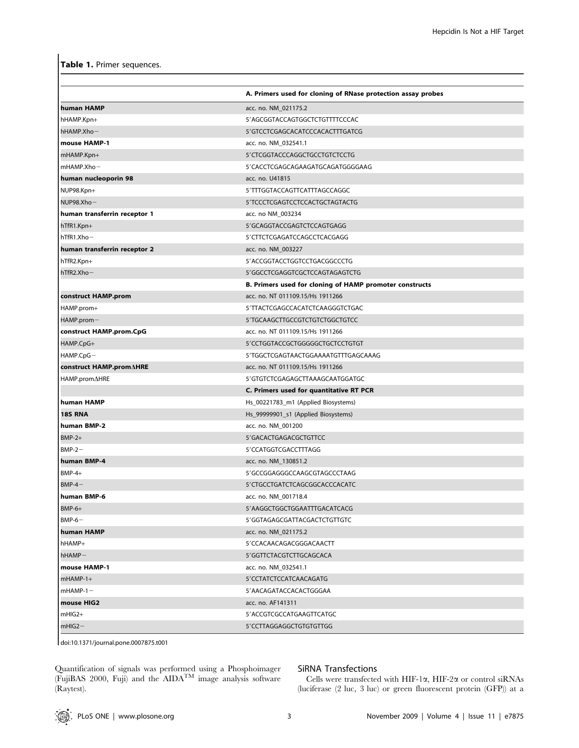**Table 1.** Primer sequences.

| | A. Primers used for cloning of RNase protection assay probes |
|---|---|
| **human HAMP** | acc. no. NM_021175.2 |
| hHAMP.Kpn+ | 5′AGCGGTACCAGTGGCTCTGTTTTCCCAC |
| hHAMP.Xho− | 5′GTCCTCGAGCACATCCCACACTTTGATCG |
| **mouse HAMP-1** | acc. no. NM_032541.1 |
| mHAMP.Kpn+ | 5′CTCGGTACCCAGGCTGCCTGTCTCCTG |
| mHAMP.Xho− | 5′CACCTCGAGCAGAAGATGCAGATGGGGAAG |
| **human nucleoporin 98** | acc. no. U41815 |
| NUP98.Kpn+ | 5′TTTGGTACCAGTTCATTTAGCCAGGC |
| NUP98.Xho− | 5′TCCCTCGAGTCCTCCACTGCTAGTACTG |
| **human transferrin receptor 1** | acc. no NM_003234 |
| hTfR1.Kpn+ | 5′GCAGGTACCGAGTCTCCAGTGAGG |
| hTfR1.Xho− | 5′CTTCTCGAGATCCAGCCTCACGAGG |
| **human transferrin receptor 2** | acc. no. NM_003227 |
| hTfR2.Kpn+ | 5′ACCGGTACCTGGTCCTGACGGCCCTG |
| hTfR2.Xho− | 5′GGCCTCGAGGTCGCTCCAGTAGAGTCTG |
| | **B. Primers used for cloning of HAMP promoter constructs** |
| **construct HAMP.prom** | acc. no. NT 011109.15/Hs 1911266 |
| HAMP.prom+ | 5′TTACTCGAGCCACATCTCAAGGGTCTGAC |
| HAMP.prom− | 5′TGCAAGCTTGCCGTCTGTCTGGCTGTCC |
| **construct HAMP.prom.CpG** | acc. no. NT 011109.15/Hs 1911266 |
| HAMP.CpG+ | 5′CCTGGTACCGCTGGGGGCTGCTCCTGTGT |
| HAMP.CpG− | 5′TGGCTCGAGTAACTGGAAAATGTTTGAGCAAAG |
| **construct HAMP.promΔHRE** | acc. no. NT 011109.15/Hs 1911266 |
| HAMP.promΔHRE | 5′GTGTCTCGAGAGCTTAAAGCAATGGATGC |
| | **C. Primers used for quantitative RT PCR** |
| **human HAMP** | Hs_00221783_m1 (Applied Biosystems) |
| **18S RNA** | Hs_99999901_s1 (Applied Biosystems) |
| **human BMP-2** | acc. no. NM_001200 |
| BMP-2+ | 5′GACACTGAGACGCTGTTCC |
| BMP-2− | 5′CCATGGTCGACCTTTAGG |
| **human BMP-4** | acc. no. NM_130851.2 |
| BMP-4+ | 5′GCCGGAGGGCCAAGCGTAGCCCTAAG |
| BMP-4− | 5′CTGCCTGATCTCAGCGGCACCCACATC |
| **human BMP-6** | acc. no. NM_001718.4 |
| BMP-6+ | 5′AAGGCTGGCTGGAATTTGACATCACG |
| BMP-6− | 5′GGTAGAGCGATTACGACTCTGTTGTC |
| **human HAMP** | acc. no. NM_021175.2 |
| hHAMP+ | 5′CCACAACAGACGGGACAACTT |
| hHAMP− | 5′GGTTCTACGTCTTGCAGCACA |
| **mouse HAMP-1** | acc. no. NM_032541.1 |
| mHAMP-1+ | 5′CCTATCTCCATCAACAGATG |
| mHAMP-1− | 5′AACAGATACCACACTGGGAA |
| **mouse HIG2** | acc. no. AF141311 |
| mHIG2+ | 5′ACCGTCGCCATGAAGTTCATGC |
| mHIG2− | 5′CCTTAGGAGGCTGTGTGTTGG |

doi:10.1371/journal.pone.0007875.t001

Quantification of signals was performed using a Phosphoimager (FujiBAS 2000, Fuji) and the AIDA™ image analysis software (Raytest).

### SiRNA Transfections

Cells were transfected with HIF-1α, HIF-2α or control siRNAs (luciferase (2 luc, 3 luc) or green fluorescent protein (GFP)) at a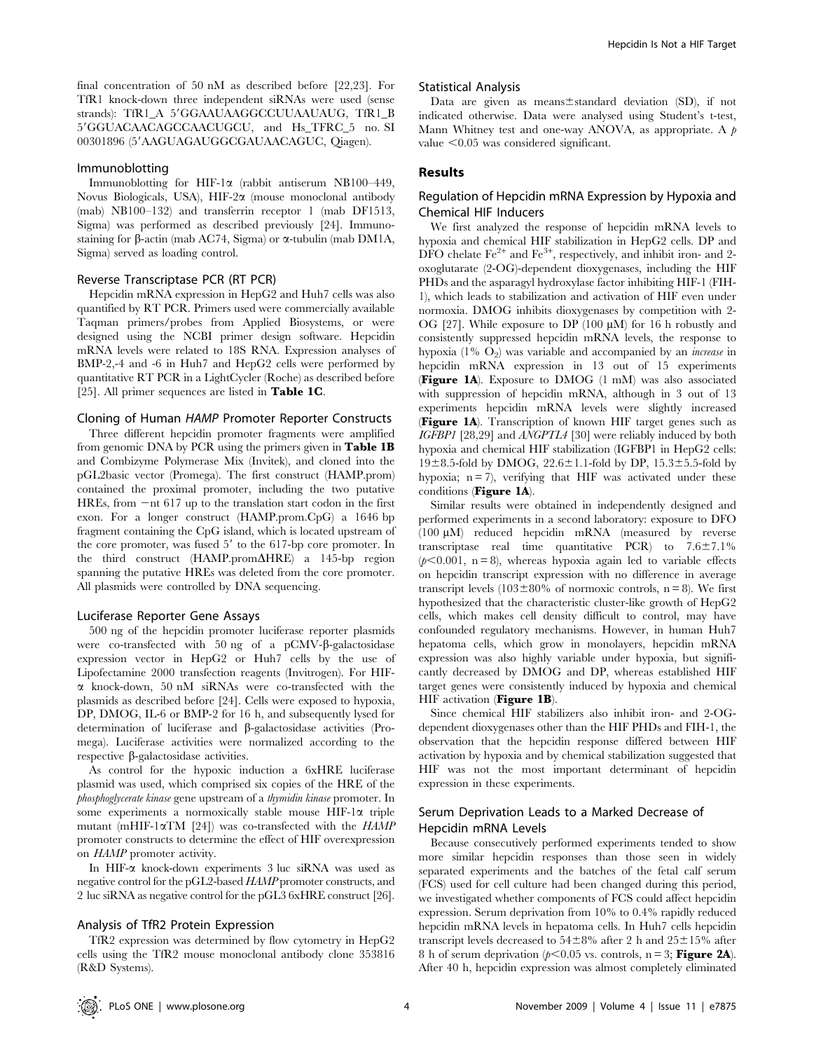final concentration of 50 nM as described before [22,23]. For TfR1 knock-down three independent siRNAs were used (sense strands): TfR1_A 5′GGAAUAAGGCCUUAAUAUG, TfR1_B 5′GGUACAACAGCCAACUGCU, and Hs_TFRC_5 no. SI 00301896 (5′AAGUAGAUGGCGAUAACAGUC, Qiagen).

### Immunoblotting

Immunoblotting for HIF-1α (rabbit antiserum NB100–449, Novus Biologicals, USA), HIF-2α (mouse monoclonal antibody (mab) NB100–132) and transferrin receptor 1 (mab DF1513, Sigma) was performed as described previously [24]. Immunostaining for β-actin (mab AC74, Sigma) or α-tubulin (mab DM1A, Sigma) served as loading control.

### Reverse Transcriptase PCR (RT PCR)

Hepcidin mRNA expression in HepG2 and Huh7 cells was also quantified by RT PCR. Primers used were commercially available Taqman primers/probes from Applied Biosystems, or were designed using the NCBI primer design software. Hepcidin mRNA levels were related to 18S RNA. Expression analyses of BMP-2,-4 and -6 in Huh7 and HepG2 cells were performed by quantitative RT PCR in a LightCycler (Roche) as described before [25]. All primer sequences are listed in **Table 1C**.

### Cloning of Human *HAMP* Promoter Reporter Constructs

Three different hepcidin promoter fragments were amplified from genomic DNA by PCR using the primers given in **Table 1B** and Combizyme Polymerase Mix (Invitek), and cloned into the pGL2basic vector (Promega). The first construct (HAMP.prom) contained the proximal promoter, including the two putative HREs, from −nt 617 up to the translation start codon in the first exon. For a longer construct (HAMP.prom.CpG) a 1646 bp fragment containing the CpG island, which is located upstream of the core promoter, was fused 5′ to the 617-bp core promoter. In the third construct (HAMP.promΔHRE) a 145-bp region spanning the putative HREs was deleted from the core promoter. All plasmids were controlled by DNA sequencing.

### Luciferase Reporter Gene Assays

500 ng of the hepcidin promoter luciferase reporter plasmids were co-transfected with 50 ng of a pCMV-β-galactosidase expression vector in HepG2 or Huh7 cells by the use of Lipofectamine 2000 transfection reagents (Invitrogen). For HIF-α knock-down, 50 nM siRNAs were co-transfected with the plasmids as described before [24]. Cells were exposed to hypoxia, DP, DMOG, IL-6 or BMP-2 for 16 h, and subsequently lysed for determination of luciferase and β-galactosidase activities (Promega). Luciferase activities were normalized according to the respective β-galactosidase activities.

As control for the hypoxic induction a 6xHRE luciferase plasmid was used, which comprised six copies of the HRE of the *phosphoglycerate kinase* gene upstream of a *thymidin kinase* promoter. In some experiments a normoxically stable mouse HIF-1α triple mutant (mHIF-1αTM [24]) was co-transfected with the *HAMP* promoter constructs to determine the effect of HIF overexpression on *HAMP* promoter activity.

In HIF-α knock-down experiments 3 luc siRNA was used as negative control for the pGL2-based *HAMP* promoter constructs, and 2 luc siRNA as negative control for the pGL3 6xHRE construct [26].

### Analysis of TfR2 Protein Expression

TfR2 expression was determined by flow cytometry in HepG2 cells using the TfR2 mouse monoclonal antibody clone 353816 (R&D Systems).

### Statistical Analysis

Data are given as means±standard deviation (SD), if not indicated otherwise. Data were analysed using Student's t-test, Mann Whitney test and one-way ANOVA, as appropriate. A $p$ value $<0.05$ was considered significant.

## Results

### Regulation of Hepcidin mRNA Expression by Hypoxia and Chemical HIF Inducers

We first analyzed the response of hepcidin mRNA levels to hypoxia and chemical HIF stabilization in HepG2 cells. DP and DFO chelate $Fe^{2+}$ and $Fe^{3+}$, respectively, and inhibit iron- and 2-oxoglutarate (2-OG)-dependent dioxygenases, including the HIF PHDs and the asparagyl hydroxylase factor inhibiting HIF-1 (FIH-1), which leads to stabilization and activation of HIF even under normoxia. DMOG inhibits dioxygenases by competition with 2-OG [27]. While exposure to DP (100 µM) for 16 h robustly and consistently suppressed hepcidin mRNA levels, the response to hypoxia (1% $O_2$) was variable and accompanied by an *increase* in hepcidin mRNA expression in 13 out of 15 experiments (**Figure 1A**). Exposure to DMOG (1 mM) was also associated with suppression of hepcidin mRNA, although in 3 out of 13 experiments hepcidin mRNA levels were slightly increased (**Figure 1A**). Transcription of known HIF target genes such as *IGFBP1* [28,29] and *ANGPTL4* [30] were reliably induced by both hypoxia and chemical HIF stabilization (IGFBP1 in HepG2 cells: 19±8.5-fold by DMOG, 22.6±1.1-fold by DP, 15.3±5.5-fold by hypoxia; n = 7), verifying that HIF was activated under these conditions (**Figure 1A**).

Similar results were obtained in independently designed and performed experiments in a second laboratory: exposure to DFO (100 µM) reduced hepcidin mRNA (measured by reverse transcriptase real time quantitative PCR) to 7.6±7.1% ($p<0.001$, n = 8), whereas hypoxia again led to variable effects on hepcidin transcript expression with no difference in average transcript levels (103±80% of normoxic controls, n = 8). We first hypothesized that the characteristic cluster-like growth of HepG2 cells, which makes cell density difficult to control, may have confounded regulatory mechanisms. However, in human Huh7 hepatoma cells, which grow in monolayers, hepcidin mRNA expression was also highly variable under hypoxia, but significantly decreased by DMOG and DP, whereas established HIF target genes were consistently induced by hypoxia and chemical HIF activation (**Figure 1B**).

Since chemical HIF stabilizers also inhibit iron- and 2-OG-dependent dioxygenases other than the HIF PHDs and FIH-1, the observation that the hepcidin response differed between HIF activation by hypoxia and by chemical stabilization suggested that HIF was not the most important determinant of hepcidin expression in these experiments.

### Serum Deprivation Leads to a Marked Decrease of Hepcidin mRNA Levels

Because consecutively performed experiments tended to show more similar hepcidin responses than those seen in widely separated experiments and the batches of fetal calf serum (FCS) used for cell culture had been changed during this period, we investigated whether components of FCS could affect hepcidin expression. Serum deprivation from 10% to 0.4% rapidly reduced hepcidin mRNA levels in hepatoma cells. In Huh7 cells hepcidin transcript levels decreased to 54±8% after 2 h and 25±15% after 8 h of serum deprivation ($p<0.05$ vs. controls, n = 3; **Figure 2A**). After 40 h, hepcidin expression was almost completely eliminated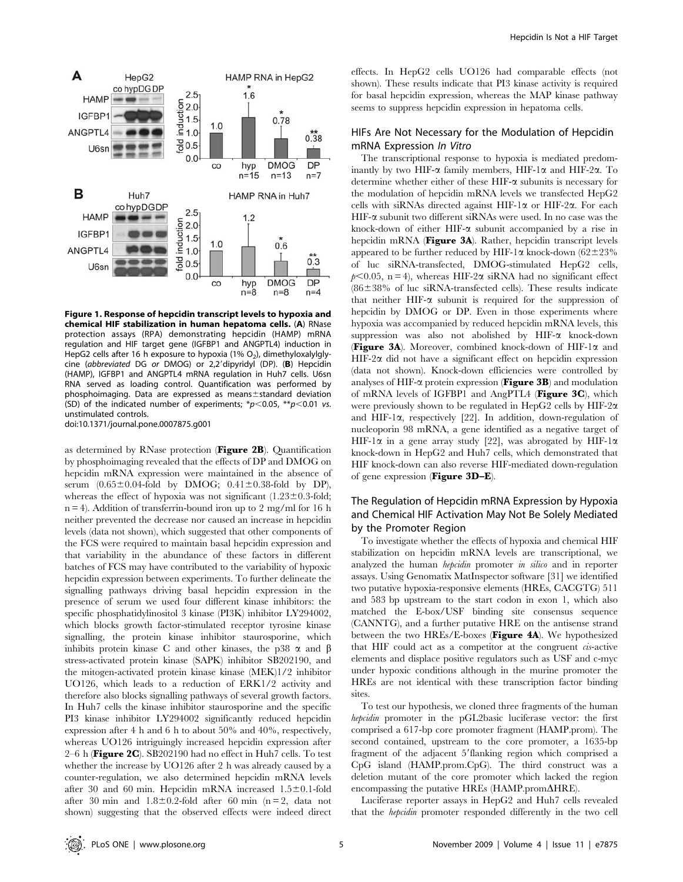**Figure 1. Response of hepcidin transcript levels to hypoxia and chemical HIF stabilization in human hepatoma cells. (A)** RNase protection assays (RPA) demonstrating hepcidin (HAMP) mRNA regulation and HIF target gene (IGFBP1 and ANGPTL4) induction in HepG2 cells after 16 h exposure to hypoxia (1% $O_2$), dimethyloxalylglycine (*abbreviated* DG *or* DMOG) or 2,2′dipyridyl (DP). **(B)** Hepcidin (HAMP), IGFBP1 and ANGPTL4 mRNA regulation in Huh7 cells. U6sn RNA served as loading control. Quantification was performed by phosphoimaging. Data are expressed as means±standard deviation (SD) of the indicated number of experiments; $^{*}p<0.05$, $^{**}p<0.01$ *vs.* unstimulated controls.
doi:10.1371/journal.pone.0007875.g001

as determined by RNase protection (**Figure 2B**). Quantification by phosphoimaging revealed that the effects of DP and DMOG on hepcidin mRNA expression were maintained in the absence of serum (0.65±0.04-fold by DMOG; 0.41±0.38-fold by DP), whereas the effect of hypoxia was not significant (1.23±0.3-fold; n = 4). Addition of transferrin-bound iron up to 2 mg/ml for 16 h neither prevented the decrease nor caused an increase in hepcidin levels (data not shown), which suggested that other components of the FCS were required to maintain basal hepcidin expression and that variability in the abundance of these factors in different batches of FCS may have contributed to the variability of hypoxic hepcidin expression between experiments. To further delineate the signalling pathways driving basal hepcidin expression in the presence of serum we used four different kinase inhibitors: the specific phosphatidylinositol 3 kinase (PI3K) inhibitor LY294002, which blocks growth factor-stimulated receptor tyrosine kinase signalling, the protein kinase inhibitor staurosporine, which inhibits protein kinase C and other kinases, the p38 α and β stress-activated protein kinase (SAPK) inhibitor SB202190, and the mitogen-activated protein kinase kinase (MEK)1/2 inhibitor UO126, which leads to a reduction of ERK1/2 activity and therefore also blocks signalling pathways of several growth factors. In Huh7 cells the kinase inhibitor staurosporine and the specific PI3 kinase inhibitor LY294002 significantly reduced hepcidin expression after 4 h and 6 h to about 50% and 40%, respectively, whereas UO126 intriguingly increased hepcidin expression after 2–6 h (**Figure 2C**). SB202190 had no effect in Huh7 cells. To test whether the increase by UO126 after 2 h was already caused by a counter-regulation, we also determined hepcidin mRNA levels after 30 and 60 min. Hepcidin mRNA increased 1.5±0.1-fold after 30 min and 1.8±0.2-fold after 60 min (n = 2, data not shown) suggesting that the observed effects were indeed direct effects. In HepG2 cells UO126 had comparable effects (not shown). These results indicate that PI3 kinase activity is required for basal hepcidin expression, whereas the MAP kinase pathway seems to suppress hepcidin expression in hepatoma cells.

## HIFs Are Not Necessary for the Modulation of Hepcidin mRNA Expression *In Vitro*

The transcriptional response to hypoxia is mediated predominantly by two HIF-α family members, HIF-1α and HIF-2α. To determine whether either of these HIF-α subunits is necessary for the modulation of hepcidin mRNA levels we transfected HepG2 cells with siRNAs directed against HIF-1α or HIF-2α. For each HIF-α subunit two different siRNAs were used. In no case was the knock-down of either HIF-α subunit accompanied by a rise in hepcidin mRNA (**Figure 3A**). Rather, hepcidin transcript levels appeared to be further reduced by HIF-1α knock-down (62±23% of luc siRNA-transfected, DMOG-stimulated HepG2 cells, $p<0.05$, n = 4), whereas HIF-2α siRNA had no significant effect (86±38% of luc siRNA-transfected cells). These results indicate that neither HIF-α subunit is required for the suppression of hepcidin by DMOG or DP. Even in those experiments where hypoxia was accompanied by reduced hepcidin mRNA levels, this suppression was also not abolished by HIF-α knock-down (**Figure 3A**). Moreover, combined knock-down of HIF-1α and HIF-2α did not have a significant effect on hepcidin expression (data not shown). Knock-down efficiencies were controlled by analyses of HIF-α protein expression (**Figure 3B**) and modulation of mRNA levels of IGFBP1 and AngPTL4 (**Figure 3C**), which were previously shown to be regulated in HepG2 cells by HIF-2α and HIF-1α, respectively [22]. In addition, down-regulation of nucleoporin 98 mRNA, a gene identified as a negative target of HIF-1α in a gene array study [22], was abrogated by HIF-1α knock-down in HepG2 and Huh7 cells, which demonstrated that HIF knock-down can also reverse HIF-mediated down-regulation of gene expression (**Figure 3D–E**).

## The Regulation of Hepcidin mRNA Expression by Hypoxia and Chemical HIF Activation May Not Be Solely Mediated by the Promoter Region

To investigate whether the effects of hypoxia and chemical HIF stabilization on hepcidin mRNA levels are transcriptional, we analyzed the human *hepcidin* promoter *in silico* and in reporter assays. Using Genomatix MatInspector software [31] we identified two putative hypoxia-responsive elements (HREs, CACGTG) 511 and 583 bp upstream to the start codon in exon 1, which also matched the E-box/USF binding site consensus sequence (CANNTG), and a further putative HRE on the antisense strand between the two HREs/E-boxes (**Figure 4A**). We hypothesized that HIF could act as a competitor at the congruent *cis*-active elements and displace positive regulators such as USF and c-myc under hypoxic conditions although in the murine promoter the HREs are not identical with these transcription factor binding sites.

To test our hypothesis, we cloned three fragments of the human *hepcidin* promoter in the pGL2basic luciferase vector: the first comprised a 617-bp core promoter fragment (HAMP.prom). The second contained, upstream to the core promoter, a 1635-bp fragment of the adjacent 5′flanking region which comprised a CpG island (HAMP.prom.CpG). The third construct was a deletion mutant of the core promoter which lacked the region encompassing the putative HREs (HAMP.promΔHRE).

Luciferase reporter assays in HepG2 and Huh7 cells revealed that the *hepcidin* promoter responded differently in the two cell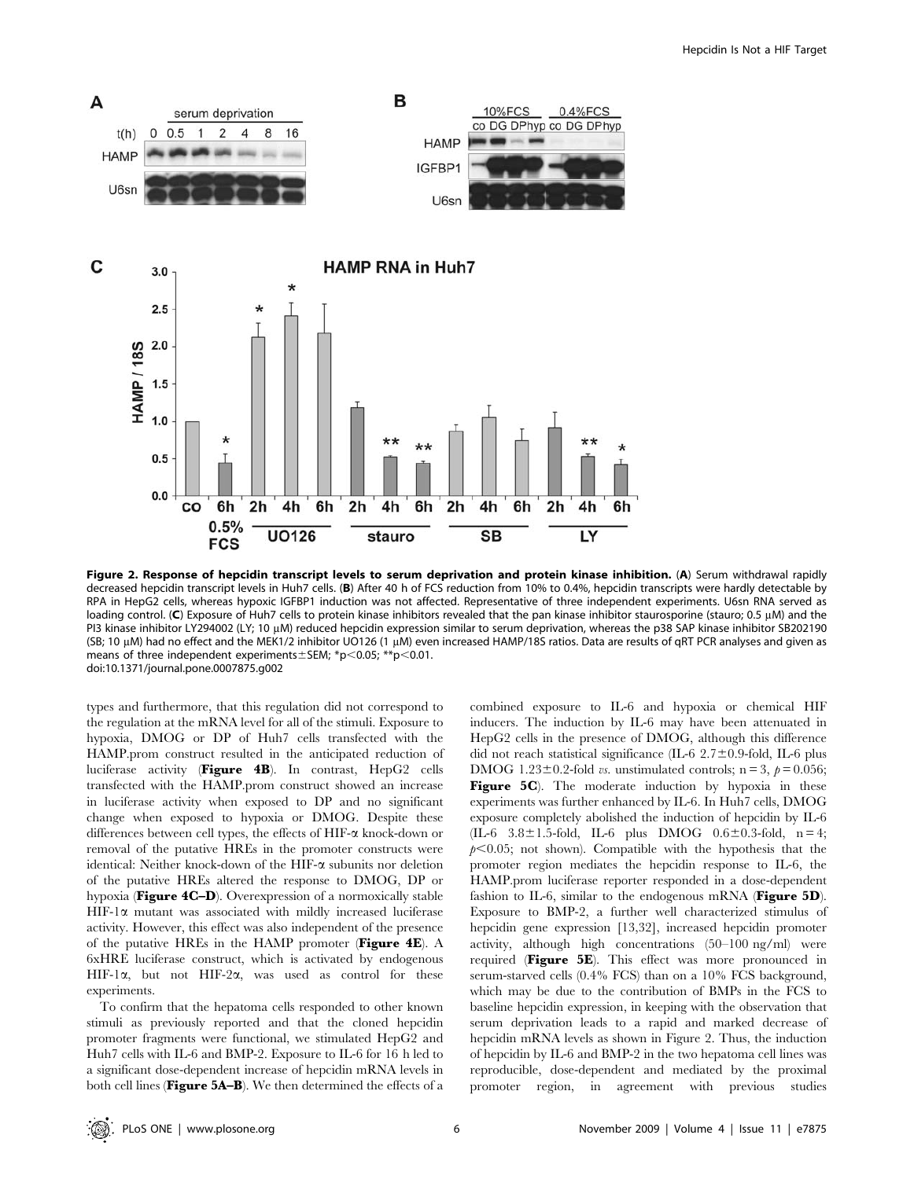**Figure 2. Response of hepcidin transcript levels to serum deprivation and protein kinase inhibition.** (**A**) Serum withdrawal rapidly decreased hepcidin transcript levels in Huh7 cells. (**B**) After 40 h of FCS reduction from 10% to 0.4%, hepcidin transcripts were hardly detectable by RPA in HepG2 cells, whereas hypoxic IGFBP1 induction was not affected. Representative of three independent experiments. U6sn RNA served as loading control. (**C**) Exposure of Huh7 cells to protein kinase inhibitors revealed that the pan kinase inhibitor staurosporine (stauro; 0.5 µM) and the PI3 kinase inhibitor LY294002 (LY; 10 µM) reduced hepcidin expression similar to serum deprivation, whereas the p38 SAP kinase inhibitor SB202190 (SB; 10 µM) had no effect and the MEK1/2 inhibitor UO126 (1 µM) even increased HAMP/18S ratios. Data are results of qRT PCR analyses and given as means of three independent experiments±SEM; *$p<0.05$; **$p<0.01$.
doi:10.1371/journal.pone.0007875.g002

types and furthermore, that this regulation did not correspond to the regulation at the mRNA level for all of the stimuli. Exposure to hypoxia, DMOG or DP of Huh7 cells transfected with the HAMP.prom construct resulted in the anticipated reduction of luciferase activity (**Figure 4B**). In contrast, HepG2 cells transfected with the HAMP.prom construct showed an increase in luciferase activity when exposed to DP and no significant change when exposed to hypoxia or DMOG. Despite these differences between cell types, the effects of HIF-α knock-down or removal of the putative HREs in the promoter constructs were identical: Neither knock-down of the HIF-α subunits nor deletion of the putative HREs altered the response to DMOG, DP or hypoxia (**Figure 4C–D**). Overexpression of a normoxically stable HIF-1α mutant was associated with mildly increased luciferase activity. However, this effect was also independent of the presence of the putative HREs in the HAMP promoter (**Figure 4E**). A 6xHRE luciferase construct, which is activated by endogenous HIF-1α, but not HIF-2α, was used as control for these experiments.

To confirm that the hepatoma cells responded to other known stimuli as previously reported and that the cloned hepcidin promoter fragments were functional, we stimulated HepG2 and Huh7 cells with IL-6 and BMP-2. Exposure to IL-6 for 16 h led to a significant dose-dependent increase of hepcidin mRNA levels in both cell lines (**Figure 5A–B**). We then determined the effects of a combined exposure to IL-6 and hypoxia or chemical HIF inducers. The induction by IL-6 may have been attenuated in HepG2 cells in the presence of DMOG, although this difference did not reach statistical significance (IL-6 2.7±0.9-fold, IL-6 plus DMOG 1.23±0.2-fold *vs.* unstimulated controls; n = 3, $p = 0.056$; **Figure 5C**). The moderate induction by hypoxia in these experiments was further enhanced by IL-6. In Huh7 cells, DMOG exposure completely abolished the induction of hepcidin by IL-6 (IL-6 3.8±1.5-fold, IL-6 plus DMOG 0.6±0.3-fold, n = 4; $p<0.05$; not shown). Compatible with the hypothesis that the promoter region mediates the hepcidin response to IL-6, the HAMP.prom luciferase reporter responded in a dose-dependent fashion to IL-6, similar to the endogenous mRNA (**Figure 5D**). Exposure to BMP-2, a further well characterized stimulus of hepcidin gene expression [13,32], increased hepcidin promoter activity, although high concentrations (50–100 ng/ml) were required (**Figure 5E**). This effect was more pronounced in serum-starved cells (0.4% FCS) than on a 10% FCS background, which may be due to the contribution of BMPs in the FCS to baseline hepcidin expression, in keeping with the observation that serum deprivation leads to a rapid and marked decrease of hepcidin mRNA levels as shown in Figure 2. Thus, the induction of hepcidin by IL-6 and BMP-2 in the two hepatoma cell lines was reproducible, dose-dependent and mediated by the proximal promoter region, in agreement with previous studies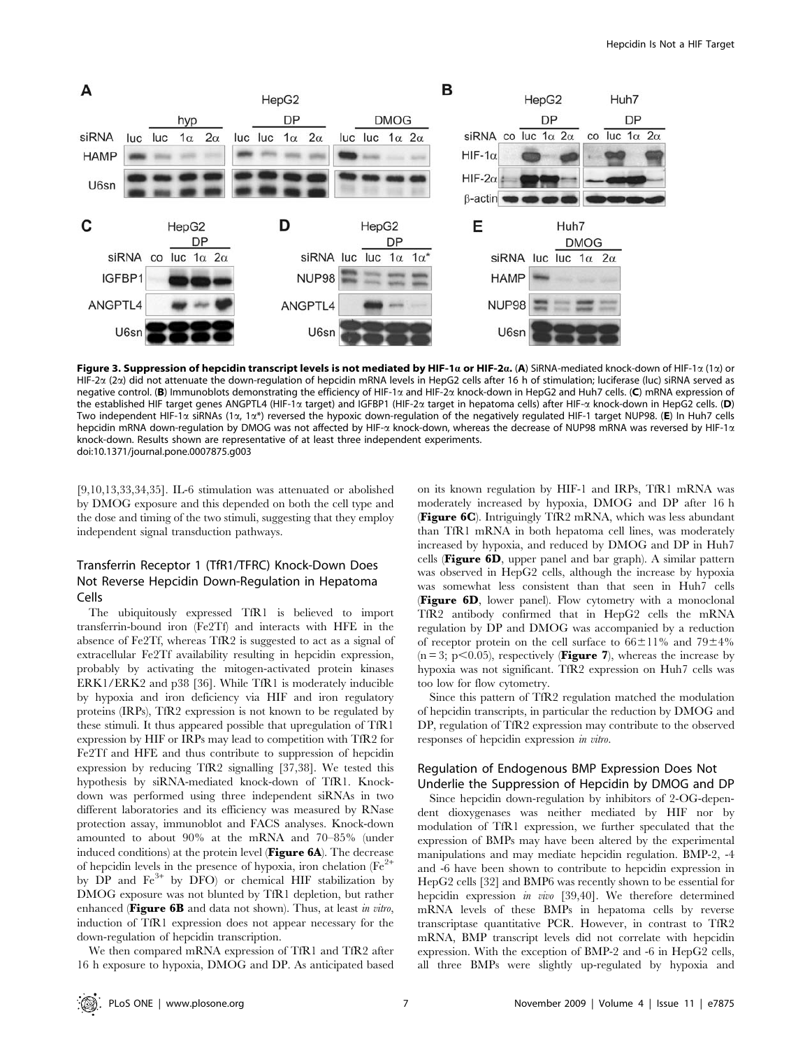**Figure 3. Suppression of hepcidin transcript levels is not mediated by HIF-1α or HIF-2α.** (**A**) SiRNA-mediated knock-down of HIF-1α (1α) or HIF-2α (2α) did not attenuate the down-regulation of hepcidin mRNA levels in HepG2 cells after 16 h of stimulation; luciferase (luc) siRNA served as negative control. (**B**) Immunoblots demonstrating the efficiency of HIF-1α and HIF-2α knock-down in HepG2 and Huh7 cells. (**C**) mRNA expression of the established HIF target genes ANGPTL4 (HIF-1α target) and IGFBP1 (HIF-2α target in hepatoma cells) after HIF-α knock-down in HepG2 cells. (**D**) Two independent HIF-1α siRNAs (1α, 1α*) reversed the hypoxic down-regulation of the negatively regulated HIF-1 target NUP98. (**E**) In Huh7 cells hepcidin mRNA down-regulation by DMOG was not affected by HIF-α knock-down, whereas the decrease of NUP98 mRNA was reversed by HIF-1α knock-down. Results shown are representative of at least three independent experiments.
doi:10.1371/journal.pone.0007875.g003

[9,10,13,33,34,35]. IL-6 stimulation was attenuated or abolished by DMOG exposure and this depended on both the cell type and the dose and timing of the two stimuli, suggesting that they employ independent signal transduction pathways.

## Transferrin Receptor 1 (TfR1/TFRC) Knock-Down Does Not Reverse Hepcidin Down-Regulation in Hepatoma Cells

The ubiquitously expressed TfR1 is believed to import transferrin-bound iron (Fe2Tf) and interacts with HFE in the absence of Fe2Tf, whereas TfR2 is suggested to act as a signal of extracellular Fe2Tf availability resulting in hepcidin expression, probably by activating the mitogen-activated protein kinases ERK1/ERK2 and p38 [36]. While TfR1 is moderately inducible by hypoxia and iron deficiency via HIF and iron regulatory proteins (IRPs), TfR2 expression is not known to be regulated by these stimuli. It thus appeared possible that upregulation of TfR1 expression by HIF or IRPs may lead to competition with TfR2 for Fe2Tf and HFE and thus contribute to suppression of hepcidin expression by reducing TfR2 signalling [37,38]. We tested this hypothesis by siRNA-mediated knock-down of TfR1. Knock-down was performed using three independent siRNAs in two different laboratories and its efficiency was measured by RNase protection assay, immunoblot and FACS analyses. Knock-down amounted to about 90% at the mRNA and 70–85% (under induced conditions) at the protein level (**Figure 6A**). The decrease of hepcidin levels in the presence of hypoxia, iron chelation ($Fe^{2+}$ by DP and $Fe^{3+}$ by DFO) or chemical HIF stabilization by DMOG exposure was not blunted by TfR1 depletion, but rather enhanced (**Figure 6B** and data not shown). Thus, at least *in vitro*, induction of TfR1 expression does not appear necessary for the down-regulation of hepcidin transcription.

We then compared mRNA expression of TfR1 and TfR2 after 16 h exposure to hypoxia, DMOG and DP. As anticipated based on its known regulation by HIF-1 and IRPs, TfR1 mRNA was moderately increased by hypoxia, DMOG and DP after 16 h (**Figure 6C**). Intriguingly TfR2 mRNA, which was less abundant than TfR1 mRNA in both hepatoma cell lines, was moderately increased by hypoxia, and reduced by DMOG and DP in Huh7 cells (**Figure 6D**, upper panel and bar graph). A similar pattern was observed in HepG2 cells, although the increase by hypoxia was somewhat less consistent than that seen in Huh7 cells (**Figure 6D**, lower panel). Flow cytometry with a monoclonal TfR2 antibody confirmed that in HepG2 cells the mRNA regulation by DP and DMOG was accompanied by a reduction of receptor protein on the cell surface to 66±11% and 79±4% ($n = 3$; $p<0.05$), respectively (**Figure 7**), whereas the increase by hypoxia was not significant. TfR2 expression on Huh7 cells was too low for flow cytometry.

Since this pattern of TfR2 regulation matched the modulation of hepcidin transcripts, in particular the reduction by DMOG and DP, regulation of TfR2 expression may contribute to the observed responses of hepcidin expression *in vitro*.

## Regulation of Endogenous BMP Expression Does Not Underlie the Suppression of Hepcidin by DMOG and DP

Since hepcidin down-regulation by inhibitors of 2-OG-dependent dioxygenases was neither mediated by HIF nor by modulation of TfR1 expression, we further speculated that the expression of BMPs may have been altered by the experimental manipulations and may mediate hepcidin regulation. BMP-2, -4 and -6 have been shown to contribute to hepcidin expression in HepG2 cells [32] and BMP6 was recently shown to be essential for hepcidin expression *in vivo* [39,40]. We therefore determined mRNA levels of these BMPs in hepatoma cells by reverse transcriptase quantitative PCR. However, in contrast to TfR2 mRNA, BMP transcript levels did not correlate with hepcidin expression. With the exception of BMP-2 and -6 in HepG2 cells, all three BMPs were slightly up-regulated by hypoxia and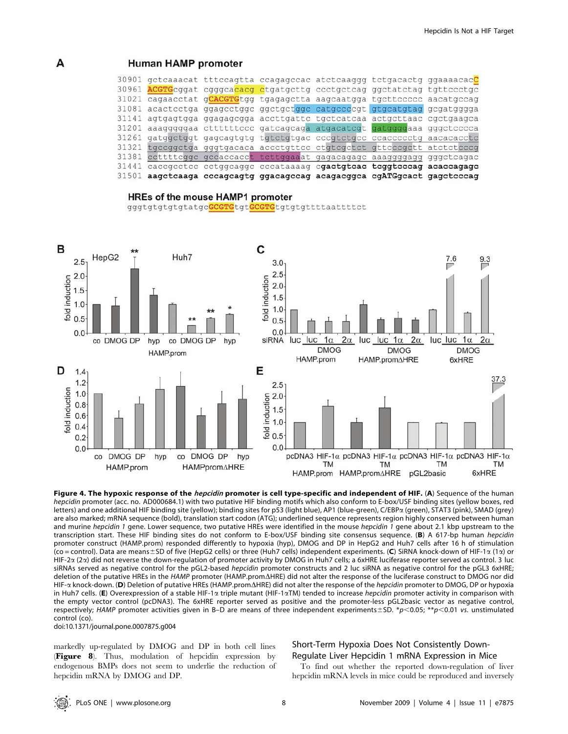**Figure 4. The hypoxic response of the *hepcidin* promoter is cell type-specific and independent of HIF.** (**A**) Sequence of the human *hepcidin* promoter (acc. no. AD000684.1) with two putative HIF binding motifs which also conform to E-box/USF binding sites (yellow boxes, red letters) and one additional HIF binding site (yellow); binding sites for p53 (light blue), AP1 (blue-green), C/EBPα (green), STAT3 (pink), SMAD (grey) are also marked; mRNA sequence (bold), translation start codon (ATG); underlined sequence represents region highly conserved between human and murine *hepcidin 1* gene. Lower sequence, two putative HREs were identified in the mouse *hepcidin 1* gene about 2.1 kbp upstream to the transcription start. These HIF binding sites do not conform to E-box/USF binding site consensus sequence. (**B**) A 617-bp human *hepcidin* promoter construct (HAMP.prom) responded differently to hypoxia (hyp), DMOG and DP in HepG2 and Huh7 cells after 16 h of stimulation (co = control). Data are means±SD of five (HepG2 cells) or three (Huh7 cells) independent experiments. (**C**) SiRNA knock-down of HIF-1α (1α) or HIF-2α (2α) did not reverse the down-regulation of promoter activity by DMOG in Huh7 cells; a 6xHRE luciferase reporter served as control. 3 luc siRNAs served as negative control for the pGL2-based *hepcidin* promoter constructs and 2 luc siRNA as negative control for the pGL3 6xHRE; deletion of the putative HREs in the *HAMP* promoter (HAMP.promΔHRE) did not alter the response of the luciferase construct to DMOG nor did HIF-α knock-down. (**D**) Deletion of putative HREs (HAMP.promΔHRE) did not alter the response of the *hepcidin* promoter to DMOG, DP or hypoxia in Huh7 cells. (**E**) Overexpression of a stable HIF-1α triple mutant (HIF-1αTM) tended to increase *hepcidin* promoter activity in comparison with the empty vector control (pcDNA3). The 6xHRE reporter served as positive and the promoter-less pGL2basic vector as negative control, respectively; *HAMP* promoter activities given in B–D are means of three independent experiments±SD. *$p<0.05$; **$p<0.01$ *vs.* unstimulated control (co).

doi:10.1371/journal.pone.0007875.g004

markedly up-regulated by DMOG and DP in both cell lines (**Figure 8**). Thus, modulation of hepcidin expression by endogenous BMPs does not seem to underlie the reduction of hepcidin mRNA by DMOG and DP.

### Short-Term Hypoxia Does Not Consistently Down-Regulate Liver Hepcidin 1 mRNA Expression in Mice

To find out whether the reported down-regulation of liver hepcidin mRNA levels in mice could be reproduced and inversely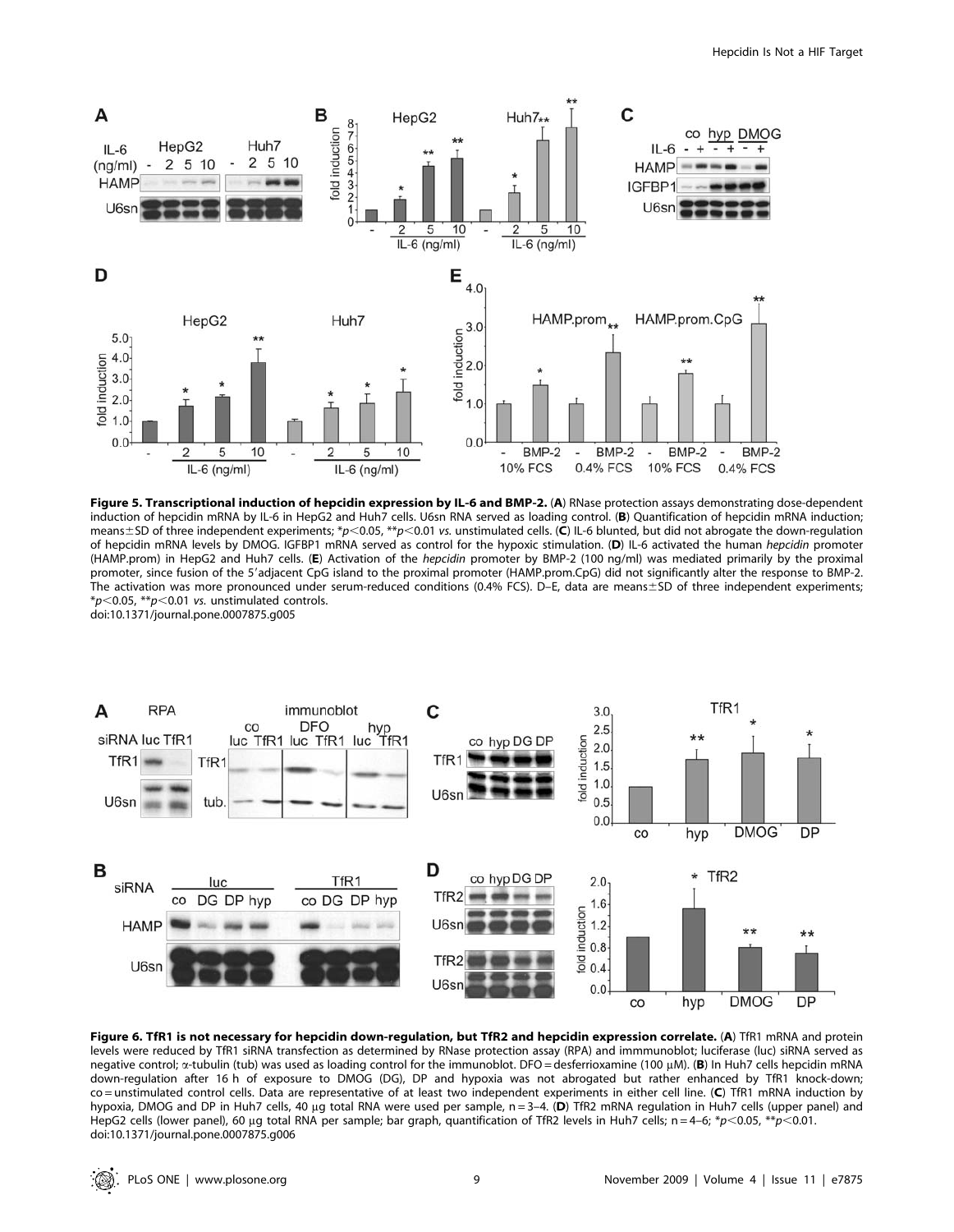**Figure 5. Transcriptional induction of hepcidin expression by IL-6 and BMP-2.** (**A**) RNase protection assays demonstrating dose-dependent induction of hepcidin mRNA by IL-6 in HepG2 and Huh7 cells. U6sn RNA served as loading control. (**B**) Quantification of hepcidin mRNA induction; means±SD of three independent experiments; *$p<0.05$, **$p<0.01$ *vs.* unstimulated cells. (**C**) IL-6 blunted, but did not abrogate the down-regulation of hepcidin mRNA levels by DMOG. IGFBP1 mRNA served as control for the hypoxic stimulation. (**D**) IL-6 activated the human *hepcidin* promoter (HAMP.prom) in HepG2 and Huh7 cells. (**E**) Activation of the *hepcidin* promoter by BMP-2 (100 ng/ml) was mediated primarily by the proximal promoter, since fusion of the 5′adjacent CpG island to the proximal promoter (HAMP.prom.CpG) did not significantly alter the response to BMP-2. The activation was more pronounced under serum-reduced conditions (0.4% FCS). D–E, data are means±SD of three independent experiments; *$p<0.05$, **$p<0.01$ *vs.* unstimulated controls.
doi:10.1371/journal.pone.0007875.g005

**Figure 6. TfR1 is not necessary for hepcidin down-regulation, but TfR2 and hepcidin expression correlate.** (**A**) TfR1 mRNA and protein levels were reduced by TfR1 siRNA transfection as determined by RNase protection assay (RPA) and immmunoblot; luciferase (luc) siRNA served as negative control; α-tubulin (tub) was used as loading control for the immunoblot. DFO = desferrioxamine (100 μM). (**B**) In Huh7 cells hepcidin mRNA down-regulation after 16 h of exposure to DMOG (DG), DP and hypoxia was not abrogated but rather enhanced by TfR1 knock-down; co = unstimulated control cells. Data are representative of at least two independent experiments in either cell line. (**C**) TfR1 mRNA induction by hypoxia, DMOG and DP in Huh7 cells, 40 μg total RNA were used per sample, n = 3–4. (**D**) TfR2 mRNA regulation in Huh7 cells (upper panel) and HepG2 cells (lower panel), 60 μg total RNA per sample; bar graph, quantification of TfR2 levels in Huh7 cells; n = 4–6; *$p<0.05$, **$p<0.01$.
doi:10.1371/journal.pone.0007875.g006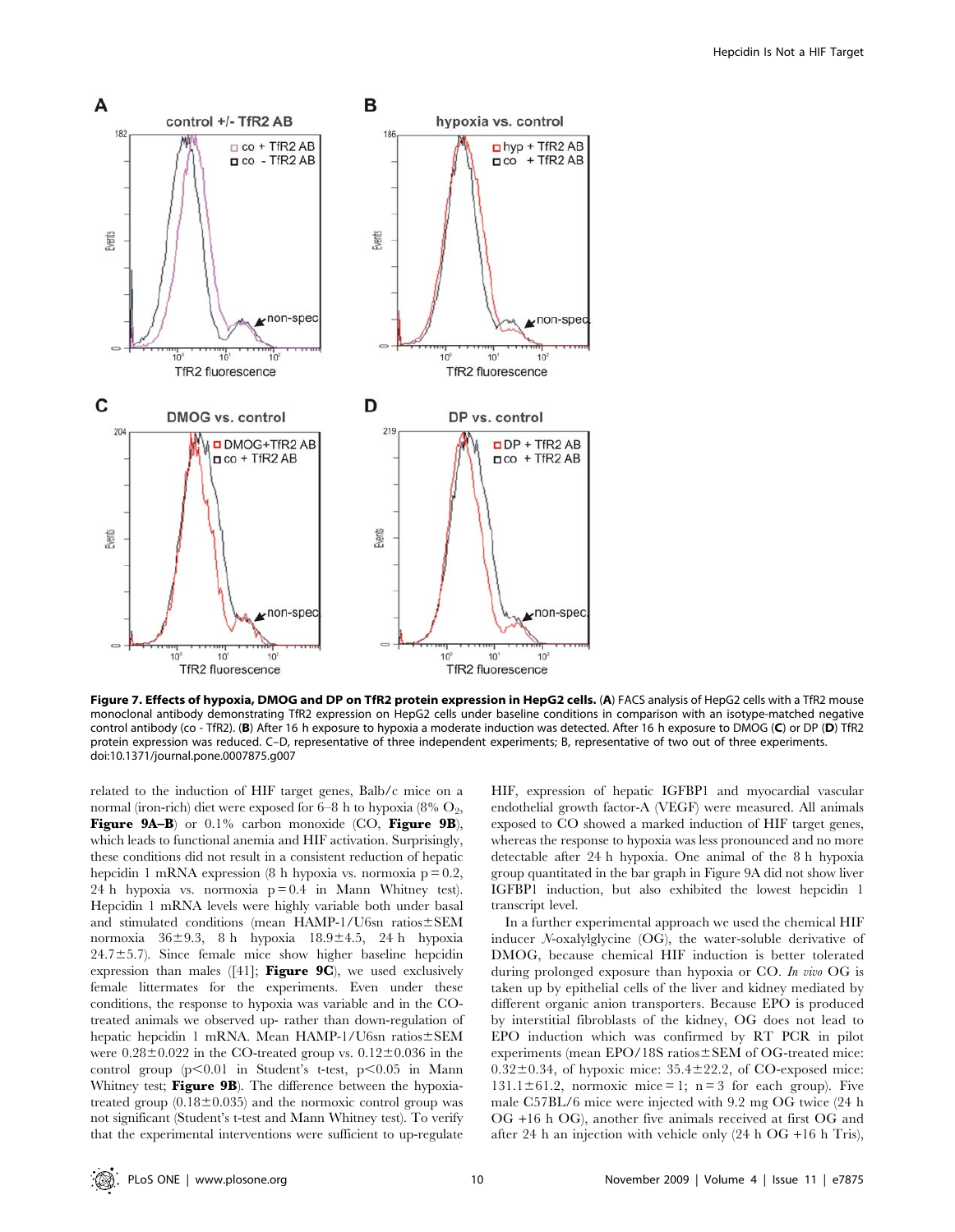**Figure 7. Effects of hypoxia, DMOG and DP on TfR2 protein expression in HepG2 cells.** (**A**) FACS analysis of HepG2 cells with a TfR2 mouse monoclonal antibody demonstrating TfR2 expression on HepG2 cells under baseline conditions in comparison with an isotype-matched negative control antibody (co - TfR2). (**B**) After 16 h exposure to hypoxia a moderate induction was detected. After 16 h exposure to DMOG (**C**) or DP (**D**) TfR2 protein expression was reduced. C–D, representative of three independent experiments; B, representative of two out of three experiments.
doi:10.1371/journal.pone.0007875.g007

related to the induction of HIF target genes, Balb/c mice on a normal (iron-rich) diet were exposed for 6–8 h to hypoxia (8% $O_2$, **Figure 9A–B**) or 0.1% carbon monoxide (CO, **Figure 9B**), which leads to functional anemia and HIF activation. Surprisingly, these conditions did not result in a consistent reduction of hepatic hepcidin 1 mRNA expression (8 h hypoxia vs. normoxia $p = 0.2$, 24 h hypoxia vs. normoxia $p = 0.4$ in Mann Whitney test). Hepcidin 1 mRNA levels were highly variable both under basal and stimulated conditions (mean HAMP-1/U6sn ratios±SEM normoxia 36±9.3, 8 h hypoxia 18.9±4.5, 24 h hypoxia 24.7±5.7). Since female mice show higher baseline hepcidin expression than males ([41]; **Figure 9C**), we used exclusively female littermates for the experiments. Even under these conditions, the response to hypoxia was variable and in the CO-treated animals we observed up- rather than down-regulation of hepatic hepcidin 1 mRNA. Mean HAMP-1/U6sn ratios±SEM were 0.28±0.022 in the CO-treated group vs. 0.12±0.036 in the control group ($p<0.01$ in Student's t-test, $p<0.05$ in Mann Whitney test; **Figure 9B**). The difference between the hypoxia-treated group (0.18±0.035) and the normoxic control group was not significant (Student's t-test and Mann Whitney test). To verify that the experimental interventions were sufficient to up-regulate HIF, expression of hepatic IGFBP1 and myocardial vascular endothelial growth factor-A (VEGF) were measured. All animals exposed to CO showed a marked induction of HIF target genes, whereas the response to hypoxia was less pronounced and no more detectable after 24 h hypoxia. One animal of the 8 h hypoxia group quantitated in the bar graph in Figure 9A did not show liver IGFBP1 induction, but also exhibited the lowest hepcidin 1 transcript level.

In a further experimental approach we used the chemical HIF inducer *N*-oxalylglycine (OG), the water-soluble derivative of DMOG, because chemical HIF induction is better tolerated during prolonged exposure than hypoxia or CO. *In vivo* OG is taken up by epithelial cells of the liver and kidney mediated by different organic anion transporters. Because EPO is produced by interstitial fibroblasts of the kidney, OG does not lead to EPO induction which was confirmed by RT PCR in pilot experiments (mean EPO/18S ratios±SEM of OG-treated mice: 0.32±0.34, of hypoxic mice: 35.4±22.2, of CO-exposed mice: 131.1±61.2, normoxic mice = 1; n = 3 for each group). Five male C57BL/6 mice were injected with 9.2 mg OG twice (24 h OG +16 h OG), another five animals received at first OG and after 24 h an injection with vehicle only (24 h OG +16 h Tris),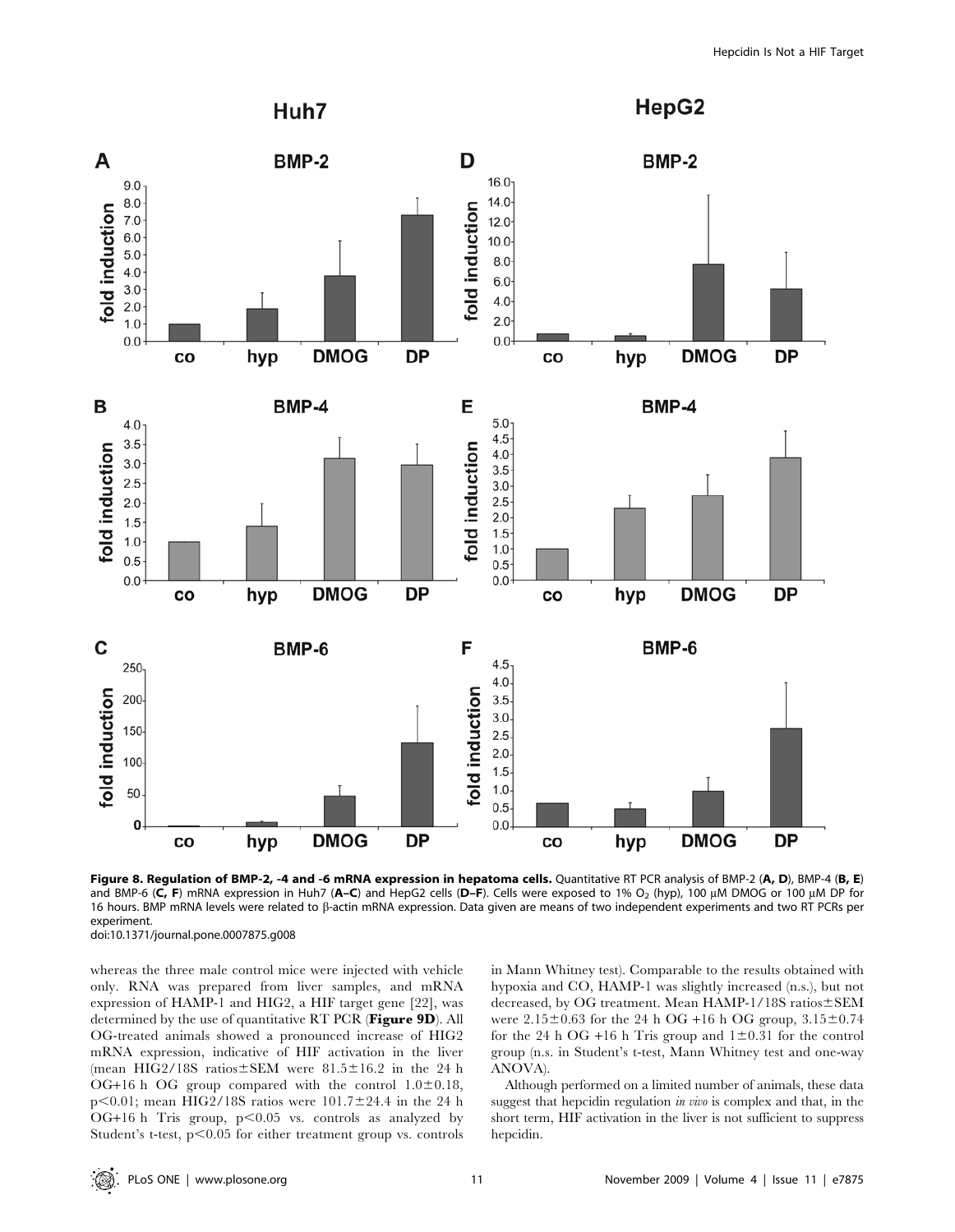**Figure 8. Regulation of BMP-2, -4 and -6 mRNA expression in hepatoma cells.** Quantitative RT PCR analysis of BMP-2 (**A, D**), BMP-4 (**B, E**) and BMP-6 (**C, F**) mRNA expression in Huh7 (**A–C**) and HepG2 cells (**D–F**). Cells were exposed to 1% $O_2$ (hyp), 100 µM DMOG or 100 µM DP for 16 hours. BMP mRNA levels were related to β-actin mRNA expression. Data given are means of two independent experiments and two RT PCRs per experiment.
doi:10.1371/journal.pone.0007875.g008

whereas the three male control mice were injected with vehicle only. RNA was prepared from liver samples, and mRNA expression of HAMP-1 and HIG2, a HIF target gene [22], was determined by the use of quantitative RT PCR (**Figure 9D**). All OG-treated animals showed a pronounced increase of HIG2 mRNA expression, indicative of HIF activation in the liver (mean HIG2/18S ratios±SEM were 81.5±16.2 in the 24 h OG+16 h OG group compared with the control 1.0±0.18, $p<0.01$; mean HIG2/18S ratios were 101.7±24.4 in the 24 h OG+16 h Tris group, $p<0.05$ vs. controls as analyzed by Student's t-test, $p<0.05$ for either treatment group vs. controls in Mann Whitney test). Comparable to the results obtained with hypoxia and CO, HAMP-1 was slightly increased (n.s.), but not decreased, by OG treatment. Mean HAMP-1/18S ratios±SEM were 2.15±0.63 for the 24 h OG +16 h OG group, 3.15±0.74 for the 24 h OG +16 h Tris group and 1±0.31 for the control group (n.s. in Student's t-test, Mann Whitney test and one-way ANOVA).

Although performed on a limited number of animals, these data suggest that hepcidin regulation *in vivo* is complex and that, in the short term, HIF activation in the liver is not sufficient to suppress hepcidin.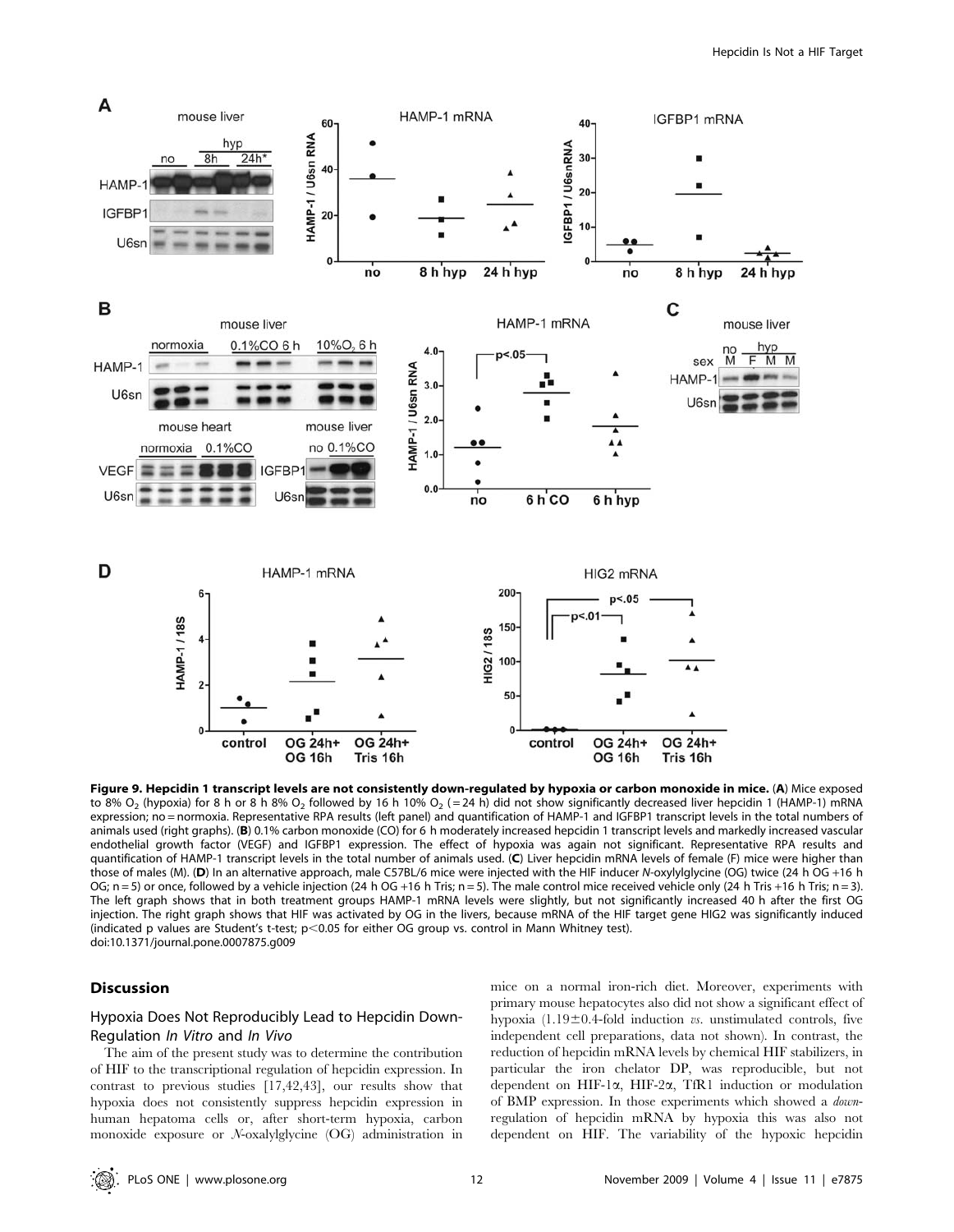**Figure 9. Hepcidin 1 transcript levels are not consistently down-regulated by hypoxia or carbon monoxide in mice.** (**A**) Mice exposed to 8% $O_2$ (hypoxia) for 8 h or 8 h 8% $O_2$ followed by 16 h 10% $O_2$ (= 24 h) did not show significantly decreased liver hepcidin 1 (HAMP-1) mRNA expression; no = normoxia. Representative RPA results (left panel) and quantification of HAMP-1 and IGFBP1 transcript levels in the total numbers of animals used (right graphs). (**B**) 0.1% carbon monoxide (CO) for 6 h moderately increased hepcidin 1 transcript levels and markedly increased vascular endothelial growth factor (VEGF) and IGFBP1 expression. The effect of hypoxia was again not significant. Representative RPA results and quantification of HAMP-1 transcript levels in the total number of animals used. (**C**) Liver hepcidin mRNA levels of female (F) mice were higher than those of males (M). (**D**) In an alternative approach, male C57BL/6 mice were injected with the HIF inducer *N*-oxylylglycine (OG) twice (24 h OG +16 h OG; n = 5) or once, followed by a vehicle injection (24 h OG +16 h Tris; n = 5). The male control mice received vehicle only (24 h Tris +16 h Tris; n = 3). The left graph shows that in both treatment groups HAMP-1 mRNA levels were slightly, but not significantly increased 40 h after the first OG injection. The right graph shows that HIF was activated by OG in the livers, because mRNA of the HIF target gene HIG2 was significantly induced (indicated p values are Student's t-test; $p<0.05$ for either OG group vs. control in Mann Whitney test).
doi:10.1371/journal.pone.0007875.g009

## Discussion

### Hypoxia Does Not Reproducibly Lead to Hepcidin Down-Regulation *In Vitro* and *In Vivo*

The aim of the present study was to determine the contribution of HIF to the transcriptional regulation of hepcidin expression. In contrast to previous studies [17,42,43], our results show that hypoxia does not consistently suppress hepcidin expression in human hepatoma cells or, after short-term hypoxia, carbon monoxide exposure or *N*-oxalylglycine (OG) administration in mice on a normal iron-rich diet. Moreover, experiments with primary mouse hepatocytes also did not show a significant effect of hypoxia (1.19±0.4-fold induction *vs.* unstimulated controls, five independent cell preparations, data not shown). In contrast, the reduction of hepcidin mRNA levels by chemical HIF stabilizers, in particular the iron chelator DP, was reproducible, but not dependent on HIF-1α, HIF-2α, TfR1 induction or modulation of BMP expression. In those experiments which showed a *down*-regulation of hepcidin mRNA by hypoxia this was also not dependent on HIF. The variability of the hypoxic hepcidin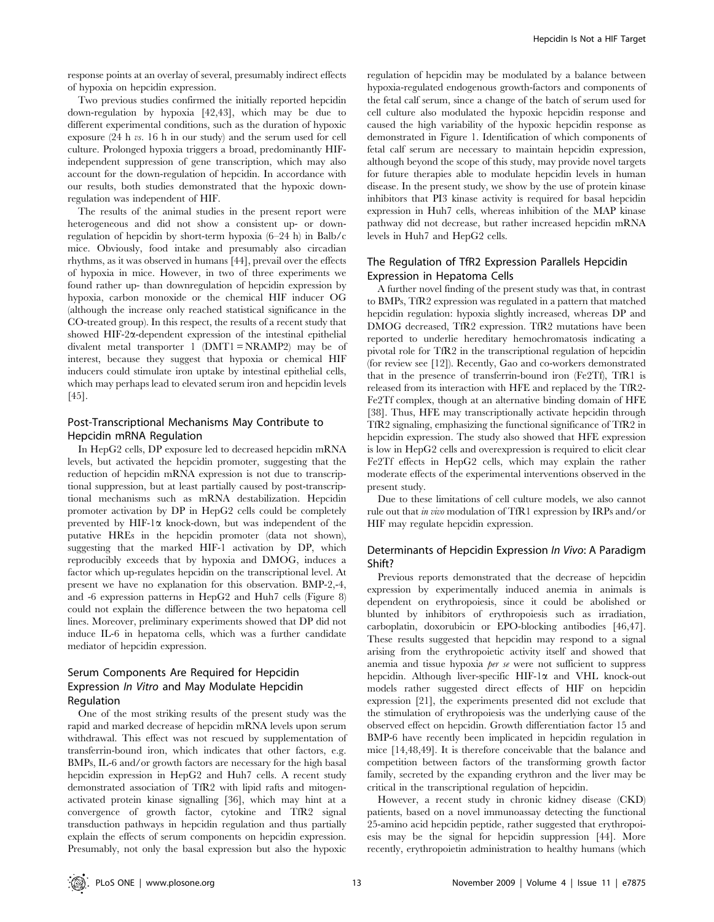response points at an overlay of several, presumably indirect effects of hypoxia on hepcidin expression.

Two previous studies confirmed the initially reported hepcidin down-regulation by hypoxia [42,43], which may be due to different experimental conditions, such as the duration of hypoxic exposure (24 h *vs.* 16 h in our study) and the serum used for cell culture. Prolonged hypoxia triggers a broad, predominantly HIF-independent suppression of gene transcription, which may also account for the down-regulation of hepcidin. In accordance with our results, both studies demonstrated that the hypoxic down-regulation was independent of HIF.

The results of the animal studies in the present report were heterogeneous and did not show a consistent up- or down-regulation of hepcidin by short-term hypoxia (6–24 h) in Balb/c mice. Obviously, food intake and presumably also circadian rhythms, as it was observed in humans [44], prevail over the effects of hypoxia in mice. However, in two of three experiments we found rather up- than downregulation of hepcidin expression by hypoxia, carbon monoxide or the chemical HIF inducer OG (although the increase only reached statistical significance in the CO-treated group). In this respect, the results of a recent study that showed HIF-2α-dependent expression of the intestinal epithelial divalent metal transporter 1 (DMT1 = NRAMP2) may be of interest, because they suggest that hypoxia or chemical HIF inducers could stimulate iron uptake by intestinal epithelial cells, which may perhaps lead to elevated serum iron and hepcidin levels [45].

## Post-Transcriptional Mechanisms May Contribute to Hepcidin mRNA Regulation

In HepG2 cells, DP exposure led to decreased hepcidin mRNA levels, but activated the hepcidin promoter, suggesting that the reduction of hepcidin mRNA expression is not due to transcriptional suppression, but at least partially caused by post-transcriptional mechanisms such as mRNA destabilization. Hepcidin promoter activation by DP in HepG2 cells could be completely prevented by HIF-1α knock-down, but was independent of the putative HREs in the hepcidin promoter (data not shown), suggesting that the marked HIF-1 activation by DP, which reproducibly exceeds that by hypoxia and DMOG, induces a factor which up-regulates hepcidin on the transcriptional level. At present we have no explanation for this observation. BMP-2,-4, and -6 expression patterns in HepG2 and Huh7 cells (Figure 8) could not explain the difference between the two hepatoma cell lines. Moreover, preliminary experiments showed that DP did not induce IL-6 in hepatoma cells, which was a further candidate mediator of hepcidin expression.

## Serum Components Are Required for Hepcidin Expression *In Vitro* and May Modulate Hepcidin Regulation

One of the most striking results of the present study was the rapid and marked decrease of hepcidin mRNA levels upon serum withdrawal. This effect was not rescued by supplementation of transferrin-bound iron, which indicates that other factors, e.g. BMPs, IL-6 and/or growth factors are necessary for the high basal hepcidin expression in HepG2 and Huh7 cells. A recent study demonstrated association of TfR2 with lipid rafts and mitogen-activated protein kinase signalling [36], which may hint at a convergence of growth factor, cytokine and TfR2 signal transduction pathways in hepcidin regulation and thus partially explain the effects of serum components on hepcidin expression. Presumably, not only the basal expression but also the hypoxic regulation of hepcidin may be modulated by a balance between hypoxia-regulated endogenous growth-factors and components of the fetal calf serum, since a change of the batch of serum used for cell culture also modulated the hypoxic hepcidin response and caused the high variability of the hypoxic hepcidin response as demonstrated in Figure 1. Identification of which components of fetal calf serum are necessary to maintain hepcidin expression, although beyond the scope of this study, may provide novel targets for future therapies able to modulate hepcidin levels in human disease. In the present study, we show by the use of protein kinase inhibitors that PI3 kinase activity is required for basal hepcidin expression in Huh7 cells, whereas inhibition of the MAP kinase pathway did not decrease, but rather increased hepcidin mRNA levels in Huh7 and HepG2 cells.

## The Regulation of TfR2 Expression Parallels Hepcidin Expression in Hepatoma Cells

A further novel finding of the present study was that, in contrast to BMPs, TfR2 expression was regulated in a pattern that matched hepcidin regulation: hypoxia slightly increased, whereas DP and DMOG decreased, TfR2 expression. TfR2 mutations have been reported to underlie hereditary hemochromatosis indicating a pivotal role for TfR2 in the transcriptional regulation of hepcidin (for review see [12]). Recently, Gao and co-workers demonstrated that in the presence of transferrin-bound iron (Fe2Tf), TfR1 is released from its interaction with HFE and replaced by the TfR2-Fe2Tf complex, though at an alternative binding domain of HFE [38]. Thus, HFE may transcriptionally activate hepcidin through TfR2 signaling, emphasizing the functional significance of TfR2 in hepcidin expression. The study also showed that HFE expression is low in HepG2 cells and overexpression is required to elicit clear Fe2Tf effects in HepG2 cells, which may explain the rather moderate effects of the experimental interventions observed in the present study.

Due to these limitations of cell culture models, we also cannot rule out that *in vivo* modulation of TfR1 expression by IRPs and/or HIF may regulate hepcidin expression.

## Determinants of Hepcidin Expression *In Vivo*: A Paradigm Shift?

Previous reports demonstrated that the decrease of hepcidin expression by experimentally induced anemia in animals is dependent on erythropoiesis, since it could be abolished or blunted by inhibitors of erythropoiesis such as irradiation, carboplatin, doxorubicin or EPO-blocking antibodies [46,47]. These results suggested that hepcidin may respond to a signal arising from the erythropoietic activity itself and showed that anemia and tissue hypoxia *per se* were not sufficient to suppress hepcidin. Although liver-specific HIF-1α and VHL knock-out models rather suggested direct effects of HIF on hepcidin expression [21], the experiments presented did not exclude that the stimulation of erythropoiesis was the underlying cause of the observed effect on hepcidin. Growth differentiation factor 15 and BMP-6 have recently been implicated in hepcidin regulation in mice [14,48,49]. It is therefore conceivable that the balance and competition between factors of the transforming growth factor family, secreted by the expanding erythron and the liver may be critical in the transcriptional regulation of hepcidin.

However, a recent study in chronic kidney disease (CKD) patients, based on a novel immunoassay detecting the functional 25-amino acid hepcidin peptide, rather suggested that erythropoiesis may be the signal for hepcidin suppression [44]. More recently, erythropoietin administration to healthy humans (which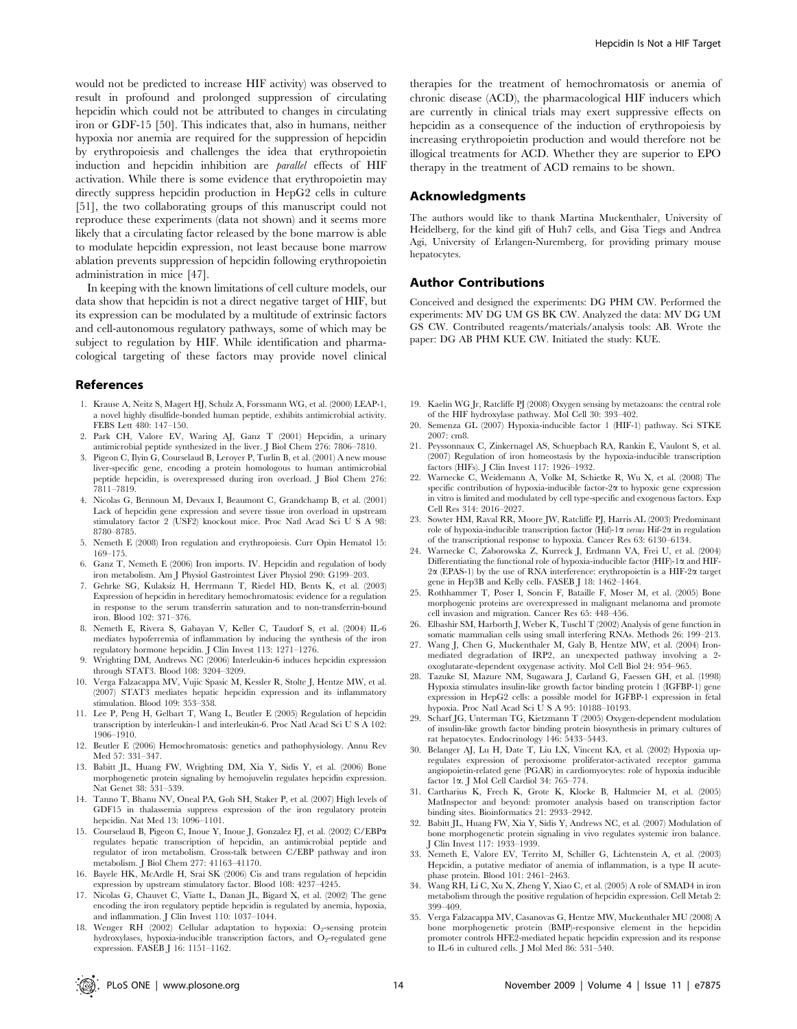would not be predicted to increase HIF activity) was observed to result in profound and prolonged suppression of circulating hepcidin which could not be attributed to changes in circulating iron or GDF-15 [50]. This indicates that, also in humans, neither hypoxia nor anemia are required for the suppression of hepcidin by erythropoiesis and challenges the idea that erythropoietin induction and hepcidin inhibition are *parallel* effects of HIF activation. While there is some evidence that erythropoietin may directly suppress hepcidin production in HepG2 cells in culture [51], the two collaborating groups of this manuscript could not reproduce these experiments (data not shown) and it seems more likely that a circulating factor released by the bone marrow is able to modulate hepcidin expression, not least because bone marrow ablation prevents suppression of hepcidin following erythropoietin administration in mice [47].

In keeping with the known limitations of cell culture models, our data show that hepcidin is not a direct negative target of HIF, but its expression can be modulated by a multitude of extrinsic factors and cell-autonomous regulatory pathways, some of which may be subject to regulation by HIF. While identification and pharmacological targeting of these factors may provide novel clinical therapies for the treatment of hemochromatosis or anemia of chronic disease (ACD), the pharmacological HIF inducers which are currently in clinical trials may exert suppressive effects on hepcidin as a consequence of the induction of erythropoiesis by increasing erythropoietin production and would therefore not be illogical treatments for ACD. Whether they are superior to EPO therapy in the treatment of ACD remains to be shown.

## Acknowledgments

The authors would like to thank Martina Muckenthaler, University of Heidelberg, for the kind gift of Huh7 cells, and Gisa Tiegs and Andrea Agi, University of Erlangen-Nuremberg, for providing primary mouse hepatocytes.

## Author Contributions

Conceived and designed the experiments: DG PHM CW. Performed the experiments: MV DG UM GS BK CW. Analyzed the data: MV DG UM GS CW. Contributed reagents/materials/analysis tools: AB. Wrote the paper: DG AB PHM KUE CW. Initiated the study: KUE.

## References

1. Krause A, Neitz S, Magert HJ, Schulz A, Forssmann WG, et al. (2000) LEAP-1, a novel highly disulfide-bonded human peptide, exhibits antimicrobial activity. FEBS Lett 480: 147–150.
2. Park CH, Valore EV, Waring AJ, Ganz T (2001) Hepcidin, a urinary antimicrobial peptide synthesized in the liver. J Biol Chem 276: 7806–7810.
3. Pigeon C, Ilyin G, Courselaud B, Leroyer P, Turlin B, et al. (2001) A new mouse liver-specific gene, encoding a protein homologous to human antimicrobial peptide hepcidin, is overexpressed during iron overload. J Biol Chem 276: 7811–7819.
4. Nicolas G, Bennoun M, Devaux I, Beaumont C, Grandchamp B, et al. (2001) Lack of hepcidin gene expression and severe tissue iron overload in upstream stimulatory factor 2 (USF2) knockout mice. Proc Natl Acad Sci U S A 98: 8780–8785.
5. Nemeth E (2008) Iron regulation and erythropoiesis. Curr Opin Hematol 15: 169–175.
6. Ganz T, Nemeth E (2006) Iron imports. IV. Hepcidin and regulation of body iron metabolism. Am J Physiol Gastrointest Liver Physiol 290: G199–203.
7. Gehrke SG, Kulaksiz H, Herrmann T, Riedel HD, Bents K, et al. (2003) Expression of hepcidin in hereditary hemochromatosis: evidence for a regulation in response to the serum transferrin saturation and to non-transferrin-bound iron. Blood 102: 371–376.
8. Nemeth E, Rivera S, Gabayan V, Keller C, Taudorf S, et al. (2004) IL-6 mediates hypoferremia of inflammation by inducing the synthesis of the iron regulatory hormone hepcidin. J Clin Invest 113: 1271–1276.
9. Wrighting DM, Andrews NC (2006) Interleukin-6 induces hepcidin expression through STAT3. Blood 108: 3204–3209.
10. Verga Falzacappa MV, Vujic Spasic M, Kessler R, Stolte J, Hentze MW, et al. (2007) STAT3 mediates hepatic hepcidin expression and its inflammatory stimulation. Blood 109: 353–358.
11. Lee P, Peng H, Gelbart T, Wang L, Beutler E (2005) Regulation of hepcidin transcription by interleukin-1 and interleukin-6. Proc Natl Acad Sci U S A 102: 1906–1910.
12. Beutler E (2006) Hemochromatosis: genetics and pathophysiology. Annu Rev Med 57: 331–347.
13. Babitt JL, Huang FW, Wrighting DM, Xia Y, Sidis Y, et al. (2006) Bone morphogenetic protein signaling by hemojuvelin regulates hepcidin expression. Nat Genet 38: 531–539.
14. Tanno T, Bhanu NV, Oneal PA, Goh SH, Staker P, et al. (2007) High levels of GDF15 in thalassemia suppress expression of the iron regulatory protein hepcidin. Nat Med 13: 1096–1101.
15. Courselaud B, Pigeon C, Inoue Y, Inoue J, Gonzalez FJ, et al. (2002) C/EBPα regulates hepatic transcription of hepcidin, an antimicrobial peptide and regulator of iron metabolism. Cross-talk between C/EBP pathway and iron metabolism. J Biol Chem 277: 41163–41170.
16. Bayele HK, McArdle H, Srai SK (2006) Cis and trans regulation of hepcidin expression by upstream stimulatory factor. Blood 108: 4237–4245.
17. Nicolas G, Chauvet C, Viatte L, Danan JL, Bigard X, et al. (2002) The gene encoding the iron regulatory peptide hepcidin is regulated by anemia, hypoxia, and inflammation. J Clin Invest 110: 1037–1044.
18. Wenger RH (2002) Cellular adaptation to hypoxia: $O_2$-sensing protein hydroxylases, hypoxia-inducible transcription factors, and $O_2$-regulated gene expression. FASEB J 16: 1151–1162.
19. Kaelin WG Jr, Ratcliffe PJ (2008) Oxygen sensing by metazoans: the central role of the HIF hydroxylase pathway. Mol Cell 30: 393–402.
20. Semenza GL (2007) Hypoxia-inducible factor 1 (HIF-1) pathway. Sci STKE 2007: cm8.
21. Peyssonnaux C, Zinkernagel AS, Schuepbach RA, Rankin E, Vaulont S, et al. (2007) Regulation of iron homeostasis by the hypoxia-inducible transcription factors (HIFs). J Clin Invest 117: 1926–1932.
22. Warnecke C, Weidemann A, Volke M, Schietke R, Wu X, et al. (2008) The specific contribution of hypoxia-inducible factor-2α to hypoxic gene expression in vitro is limited and modulated by cell type-specific and exogenous factors. Exp Cell Res 314: 2016–2027.
23. Sowter HM, Raval RR, Moore JW, Ratcliffe PJ, Harris AL (2003) Predominant role of hypoxia-inducible transcription factor (Hif)-1α *versus* Hif-2α in regulation of the transcriptional response to hypoxia. Cancer Res 63: 6130–6134.
24. Warnecke C, Zaborowska Z, Kurreck J, Erdmann VA, Frei U, et al. (2004) Differentiating the functional role of hypoxia-inducible factor (HIF)-1α and HIF-2α (EPAS-1) by the use of RNA interference: erythropoietin is a HIF-2α target gene in Hep3B and Kelly cells. FASEB J 18: 1462–1464.
25. Rothhammer T, Poser I, Soncin F, Bataille F, Moser M, et al. (2005) Bone morphogenic proteins are overexpressed in malignant melanoma and promote cell invasion and migration. Cancer Res 65: 448–456.
26. Elbashir SM, Harborth J, Weber K, Tuschl T (2002) Analysis of gene function in somatic mammalian cells using small interfering RNAs. Methods 26: 199–213.
27. Wang J, Chen G, Muckenthaler M, Galy B, Hentze MW, et al. (2004) Iron-mediated degradation of IRP2, an unexpected pathway involving a 2-oxoglutarate-dependent oxygenase activity. Mol Cell Biol 24: 954–965.
28. Tazuke SI, Mazure NM, Sugawara J, Carland G, Faessen GH, et al. (1998) Hypoxia stimulates insulin-like growth factor binding protein 1 (IGFBP-1) gene expression in HepG2 cells: a possible model for IGFBP-1 expression in fetal hypoxia. Proc Natl Acad Sci U S A 95: 10188–10193.
29. Scharf JG, Unterman TG, Kietzmann T (2005) Oxygen-dependent modulation of insulin-like growth factor binding protein biosynthesis in primary cultures of rat hepatocytes. Endocrinology 146: 5433–5443.
30. Belanger AJ, Lu H, Date T, Liu LX, Vincent KA, et al. (2002) Hypoxia up-regulates expression of peroxisome proliferator-activated receptor gamma angiopoietin-related gene (PGAR) in cardiomyocytes: role of hypoxia inducible factor 1α. J Mol Cell Cardiol 34: 765–774.
31. Cartharius K, Frech K, Grote K, Klocke B, Haltmeier M, et al. (2005) MatInspector and beyond: promoter analysis based on transcription factor binding sites. Bioinformatics 21: 2933–2942.
32. Babitt JL, Huang FW, Xia Y, Sidis Y, Andrews NC, et al. (2007) Modulation of bone morphogenetic protein signaling in vivo regulates systemic iron balance. J Clin Invest 117: 1933–1939.
33. Nemeth E, Valore EV, Territo M, Schiller G, Lichtenstein A, et al. (2003) Hepcidin, a putative mediator of anemia of inflammation, is a type II acute-phase protein. Blood 101: 2461–2463.
34. Wang RH, Li C, Xu X, Zheng Y, Xiao C, et al. (2005) A role of SMAD4 in iron metabolism through the positive regulation of hepcidin expression. Cell Metab 2: 399–409.
35. Verga Falzacappa MV, Casanovas G, Hentze MW, Muckenthaler MU (2008) A bone morphogenetic protein (BMP)-responsive element in the hepcidin promoter controls HFE2-mediated hepatic hepcidin expression and its response to IL-6 in cultured cells. J Mol Med 86: 531–540.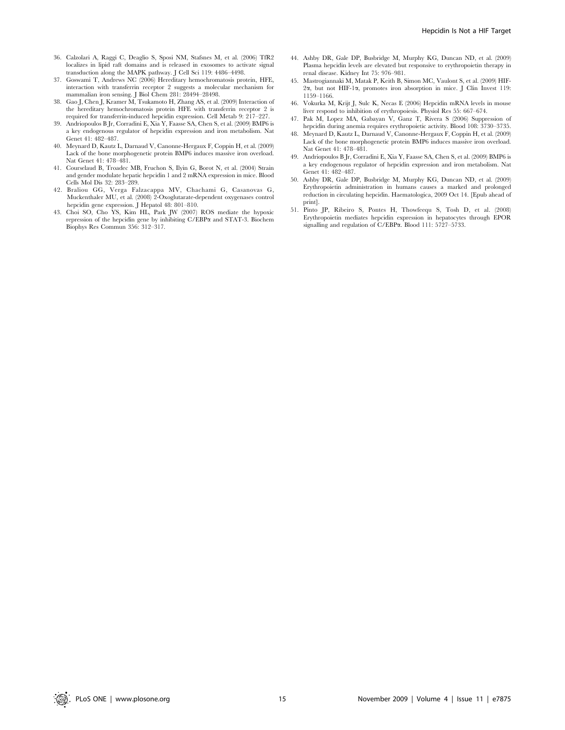36. Calzolari A, Raggi C, Deaglio S, Sposi NM, Stafsnes M, et al. (2006) TfR2 localizes in lipid raft domains and is released in exosomes to activate signal transduction along the MAPK pathway. J Cell Sci 119: 4486–4498.
37. Goswami T, Andrews NC (2006) Hereditary hemochromatosis protein, HFE, interaction with transferrin receptor 2 suggests a molecular mechanism for mammalian iron sensing. J Biol Chem 281: 28494–28498.
38. Gao J, Chen J, Kramer M, Tsukamoto H, Zhang AS, et al. (2009) Interaction of the hereditary hemochromatosis protein HFE with transferrin receptor 2 is required for transferrin-induced hepcidin expression. Cell Metab 9: 217–227.
39. Andriopoulos B Jr, Corradini E, Xia Y, Faasse SA, Chen S, et al. (2009) BMP6 is a key endogenous regulator of hepcidin expression and iron metabolism. Nat Genet 41: 482–487.
40. Meynard D, Kautz L, Darnaud V, Canonne-Hergaux F, Coppin H, et al. (2009) Lack of the bone morphogenetic protein BMP6 induces massive iron overload. Nat Genet 41: 478–481.
41. Courselaud B, Troadec MB, Fruchon S, Ilyin G, Borot N, et al. (2004) Strain and gender modulate hepatic hepcidin 1 and 2 mRNA expression in mice. Blood Cells Mol Dis 32: 283–289.
42. Braliou GG, Verga Falzacappa MV, Chachami G, Casanovas G, Muckenthaler MU, et al. (2008) 2-Oxoglutarate-dependent oxygenases control hepcidin gene expression. J Hepatol 48: 801–810.
43. Choi SO, Cho YS, Kim HL, Park JW (2007) ROS mediate the hypoxic repression of the hepcidin gene by inhibiting C/EBPα and STAT-3. Biochem Biophys Res Commun 356: 312–317.
44. Ashby DR, Gale DP, Busbridge M, Murphy KG, Duncan ND, et al. (2009) Plasma hepcidin levels are elevated but responsive to erythropoietin therapy in renal disease. Kidney Int 75: 976–981.
45. Mastrogiannaki M, Matak P, Keith B, Simon MC, Vaulont S, et al. (2009) HIF-2α, but not HIF-1α, promotes iron absorption in mice. J Clin Invest 119: 1159–1166.
46. Vokurka M, Krijt J, Sulc K, Necas E (2006) Hepcidin mRNA levels in mouse liver respond to inhibition of erythropoiesis. Physiol Res 55: 667–674.
47. Pak M, Lopez MA, Gabayan V, Ganz T, Rivera S (2006) Suppression of hepcidin during anemia requires erythropoietic activity. Blood 108: 3730–3735.
48. Meynard D, Kautz L, Darnaud V, Canonne-Hergaux F, Coppin H, et al. (2009) Lack of the bone morphogenetic protein BMP6 induces massive iron overload. Nat Genet 41: 478–481.
49. Andriopoulos B Jr, Corradini E, Xia Y, Faasse SA, Chen S, et al. (2009) BMP6 is a key endogenous regulator of hepcidin expression and iron metabolism. Nat Genet 41: 482–487.
50. Ashby DR, Gale DP, Busbridge M, Murphy KG, Duncan ND, et al. (2009) Erythropoietin administration in humans causes a marked and prolonged reduction in circulating hepcidin. Haematologica, 2009 Oct 14. [Epub ahead of print].
51. Pinto JP, Ribeiro S, Pontes H, Thowfeequ S, Tosh D, et al. (2008) Erythropoietin mediates hepcidin expression in hepatocytes through EPOR signalling and regulation of C/EBPα. Blood 111: 5727–5733.